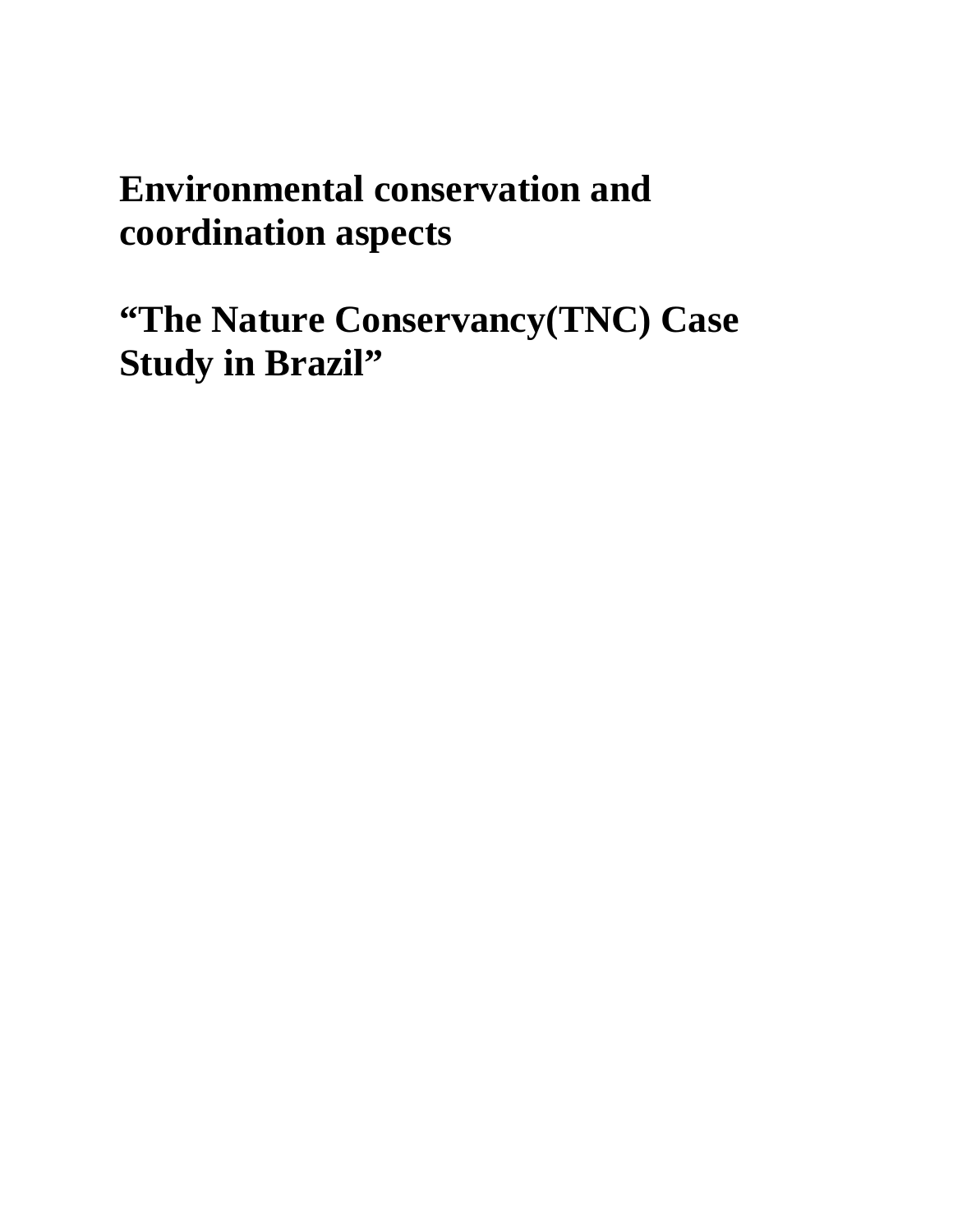# Environmental conservation and coordination aspects

# “The Nature Conservancy(TNC) Case Study in Brazil”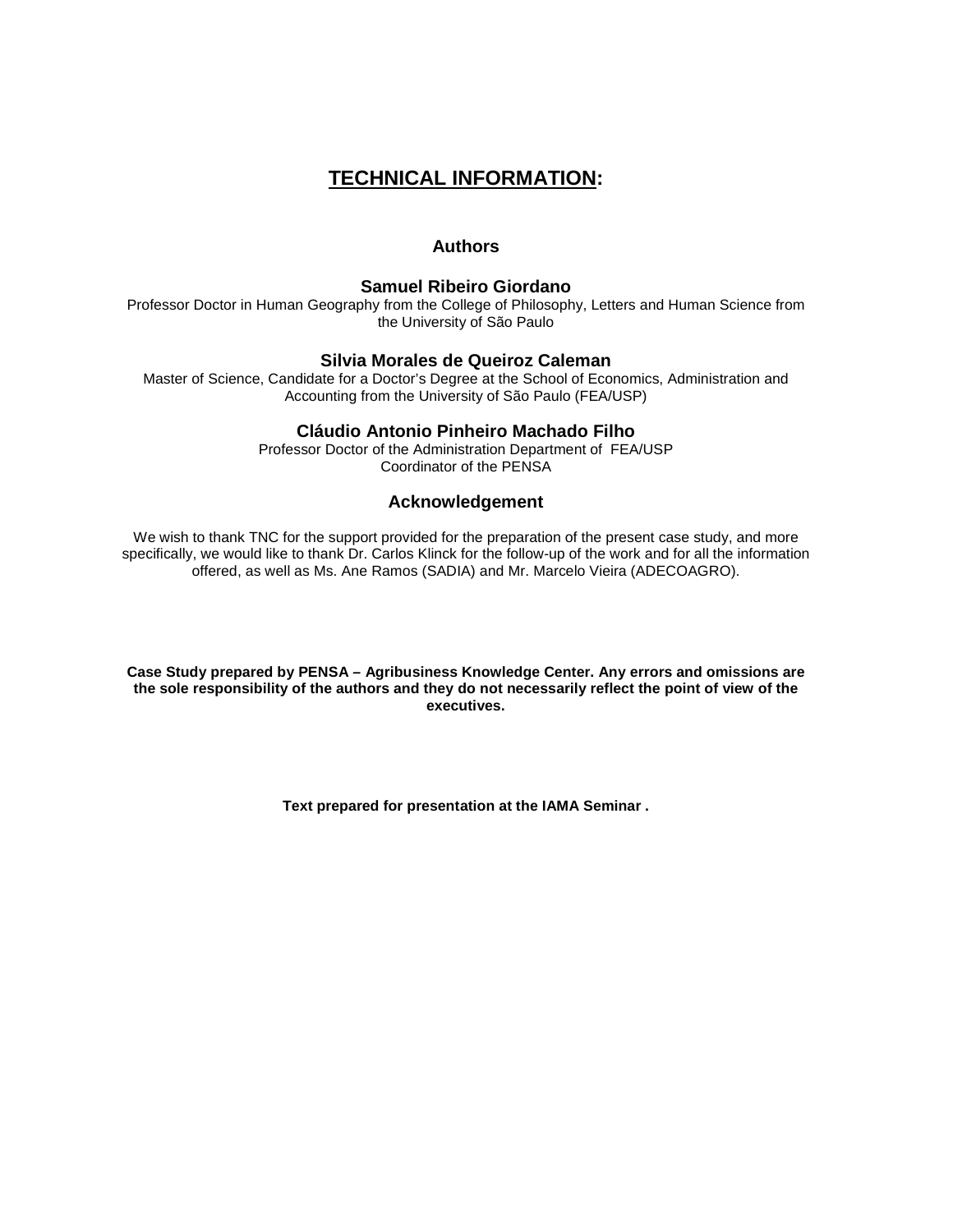# TECHNICAL INFORMATION:

## Authors

### Samuel Ribeiro Giordano

Professor Doctor in Human Geography from the College of Philosophy, Letters and Human Science from the University of São Paulo

### Silvia Morales de Queiroz Caleman

Master of Science, Candidate for a Doctor's Degree at the School of Economics, Administration and Accounting from the University of São Paulo (FEA/USP)

### Cláudio Antonio Pinheiro Machado Filho

Professor Doctor of the Administration Department of FEA/USP
Coordinator of the PENSA

## Acknowledgement

We wish to thank TNC for the support provided for the preparation of the present case study, and more specifically, we would like to thank Dr. Carlos Klinck for the follow-up of the work and for all the information offered, as well as Ms. Ane Ramos (SADIA) and Mr. Marcelo Vieira (ADECOAGRO).

**Case Study prepared by PENSA – Agribusiness Knowledge Center. Any errors and omissions are the sole responsibility of the authors and they do not necessarily reflect the point of view of the executives.**

**Text prepared for presentation at the IAMA Seminar .**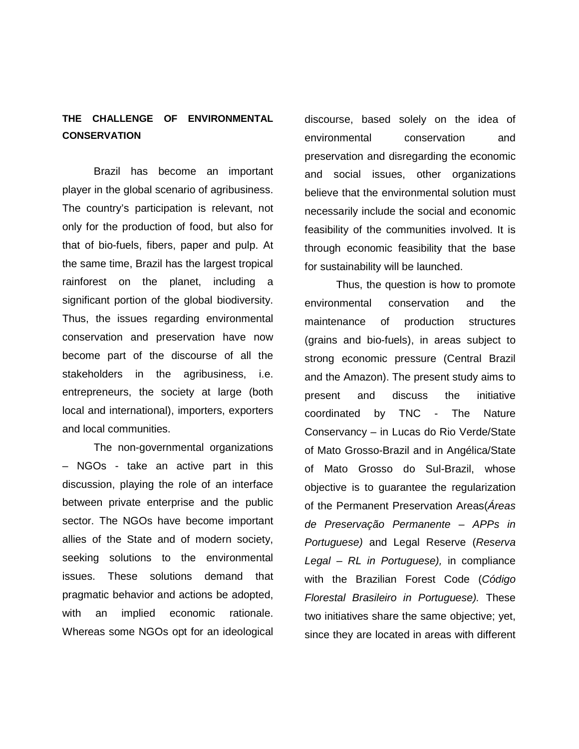## THE CHALLENGE OF ENVIRONMENTAL CONSERVATION

Brazil has become an important player in the global scenario of agribusiness. The country's participation is relevant, not only for the production of food, but also for that of bio-fuels, fibers, paper and pulp. At the same time, Brazil has the largest tropical rainforest on the planet, including a significant portion of the global biodiversity. Thus, the issues regarding environmental conservation and preservation have now become part of the discourse of all the stakeholders in the agribusiness, i.e. entrepreneurs, the society at large (both local and international), importers, exporters and local communities.

The non-governmental organizations – NGOs - take an active part in this discussion, playing the role of an interface between private enterprise and the public sector. The NGOs have become important allies of the State and of modern society, seeking solutions to the environmental issues. These solutions demand that pragmatic behavior and actions be adopted, with an implied economic rationale. Whereas some NGOs opt for an ideological discourse, based solely on the idea of environmental conservation and preservation and disregarding the economic and social issues, other organizations believe that the environmental solution must necessarily include the social and economic feasibility of the communities involved. It is through economic feasibility that the base for sustainability will be launched.

Thus, the question is how to promote environmental conservation and the maintenance of production structures (grains and bio-fuels), in areas subject to strong economic pressure (Central Brazil and the Amazon). The present study aims to present and discuss the initiative coordinated by TNC - The Nature Conservancy – in Lucas do Rio Verde/State of Mato Grosso-Brazil and in Angélica/State of Mato Grosso do Sul-Brazil, whose objective is to guarantee the regularization of the Permanent Preservation Areas(*Áreas de Preservação Permanente – APPs in Portuguese)* and Legal Reserve (*Reserva Legal – RL in Portuguese),* in compliance with the Brazilian Forest Code (*Código Florestal Brasileiro in Portuguese).* These two initiatives share the same objective; yet, since they are located in areas with different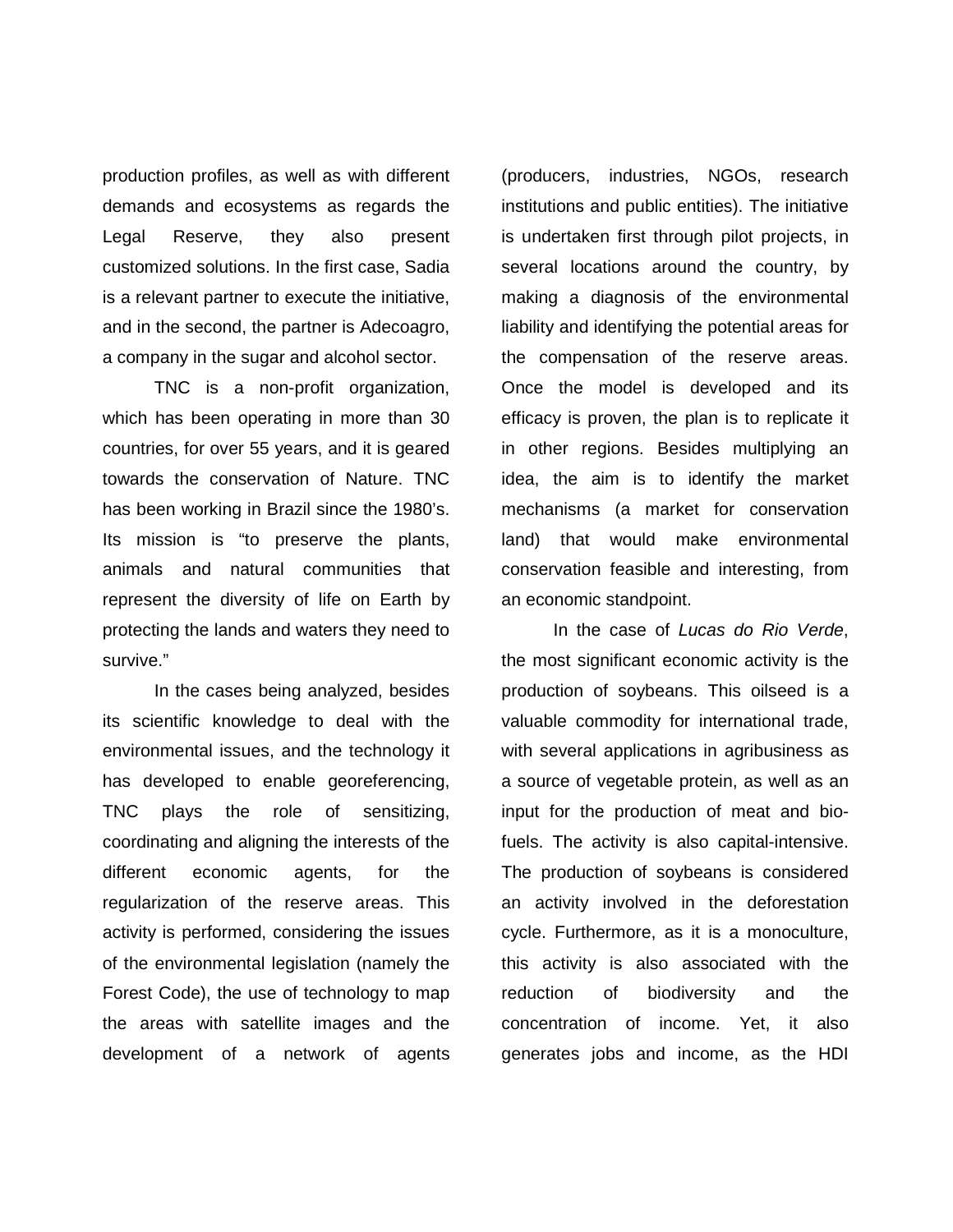production profiles, as well as with different demands and ecosystems as regards the Legal Reserve, they also present customized solutions. In the first case, Sadia is a relevant partner to execute the initiative, and in the second, the partner is Adecoagro, a company in the sugar and alcohol sector.

TNC is a non-profit organization, which has been operating in more than 30 countries, for over 55 years, and it is geared towards the conservation of Nature. TNC has been working in Brazil since the 1980's. Its mission is "to preserve the plants, animals and natural communities that represent the diversity of life on Earth by protecting the lands and waters they need to survive."

In the cases being analyzed, besides its scientific knowledge to deal with the environmental issues, and the technology it has developed to enable georeferencing, TNC plays the role of sensitizing, coordinating and aligning the interests of the different economic agents, for the regularization of the reserve areas. This activity is performed, considering the issues of the environmental legislation (namely the Forest Code), the use of technology to map the areas with satellite images and the development of a network of agents (producers, industries, NGOs, research institutions and public entities). The initiative is undertaken first through pilot projects, in several locations around the country, by making a diagnosis of the environmental liability and identifying the potential areas for the compensation of the reserve areas. Once the model is developed and its efficacy is proven, the plan is to replicate it in other regions. Besides multiplying an idea, the aim is to identify the market mechanisms (a market for conservation land) that would make environmental conservation feasible and interesting, from an economic standpoint.

In the case of *Lucas do Rio Verde*, the most significant economic activity is the production of soybeans. This oilseed is a valuable commodity for international trade, with several applications in agribusiness as a source of vegetable protein, as well as an input for the production of meat and bio-fuels. The activity is also capital-intensive. The production of soybeans is considered an activity involved in the deforestation cycle. Furthermore, as it is a monoculture, this activity is also associated with the reduction of biodiversity and the concentration of income. Yet, it also generates jobs and income, as the HDI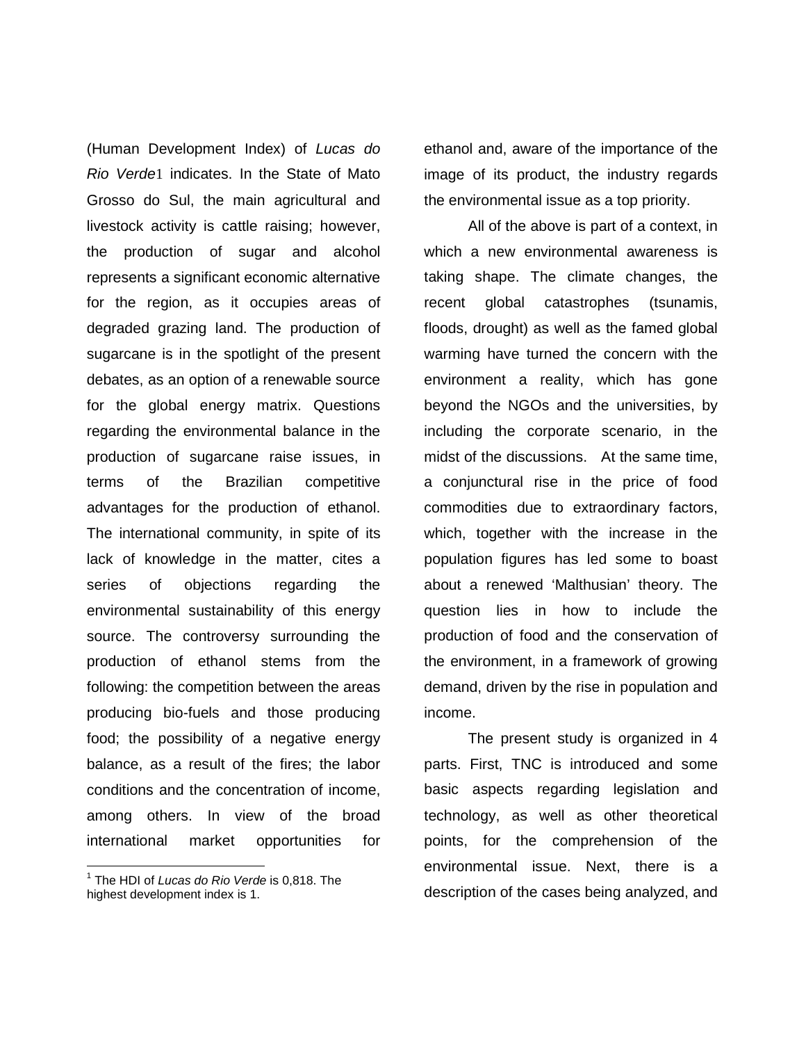(Human Development Index) of *Lucas do Rio Verde*[1] indicates. In the State of Mato Grosso do Sul, the main agricultural and livestock activity is cattle raising; however, the production of sugar and alcohol represents a significant economic alternative for the region, as it occupies areas of degraded grazing land. The production of sugarcane is in the spotlight of the present debates, as an option of a renewable source for the global energy matrix. Questions regarding the environmental balance in the production of sugarcane raise issues, in terms of the Brazilian competitive advantages for the production of ethanol. The international community, in spite of its lack of knowledge in the matter, cites a series of objections regarding the environmental sustainability of this energy source. The controversy surrounding the production of ethanol stems from the following: the competition between the areas producing bio-fuels and those producing food; the possibility of a negative energy balance, as a result of the fires; the labor conditions and the concentration of income, among others. In view of the broad international market opportunities for ethanol and, aware of the importance of the image of its product, the industry regards the environmental issue as a top priority.

All of the above is part of a context, in which a new environmental awareness is taking shape. The climate changes, the recent global catastrophes (tsunamis, floods, drought) as well as the famed global warming have turned the concern with the environment a reality, which has gone beyond the NGOs and the universities, by including the corporate scenario, in the midst of the discussions. At the same time, a conjunctural rise in the price of food commodities due to extraordinary factors, which, together with the increase in the population figures has led some to boast about a renewed 'Malthusian' theory. The question lies in how to include the production of food and the conservation of the environment, in a framework of growing demand, driven by the rise in population and income.

The present study is organized in 4 parts. First, TNC is introduced and some basic aspects regarding legislation and technology, as well as other theoretical points, for the comprehension of the environmental issue. Next, there is a description of the cases being analyzed, and

[1] The HDI of *Lucas do Rio Verde* is 0,818. The highest development index is 1.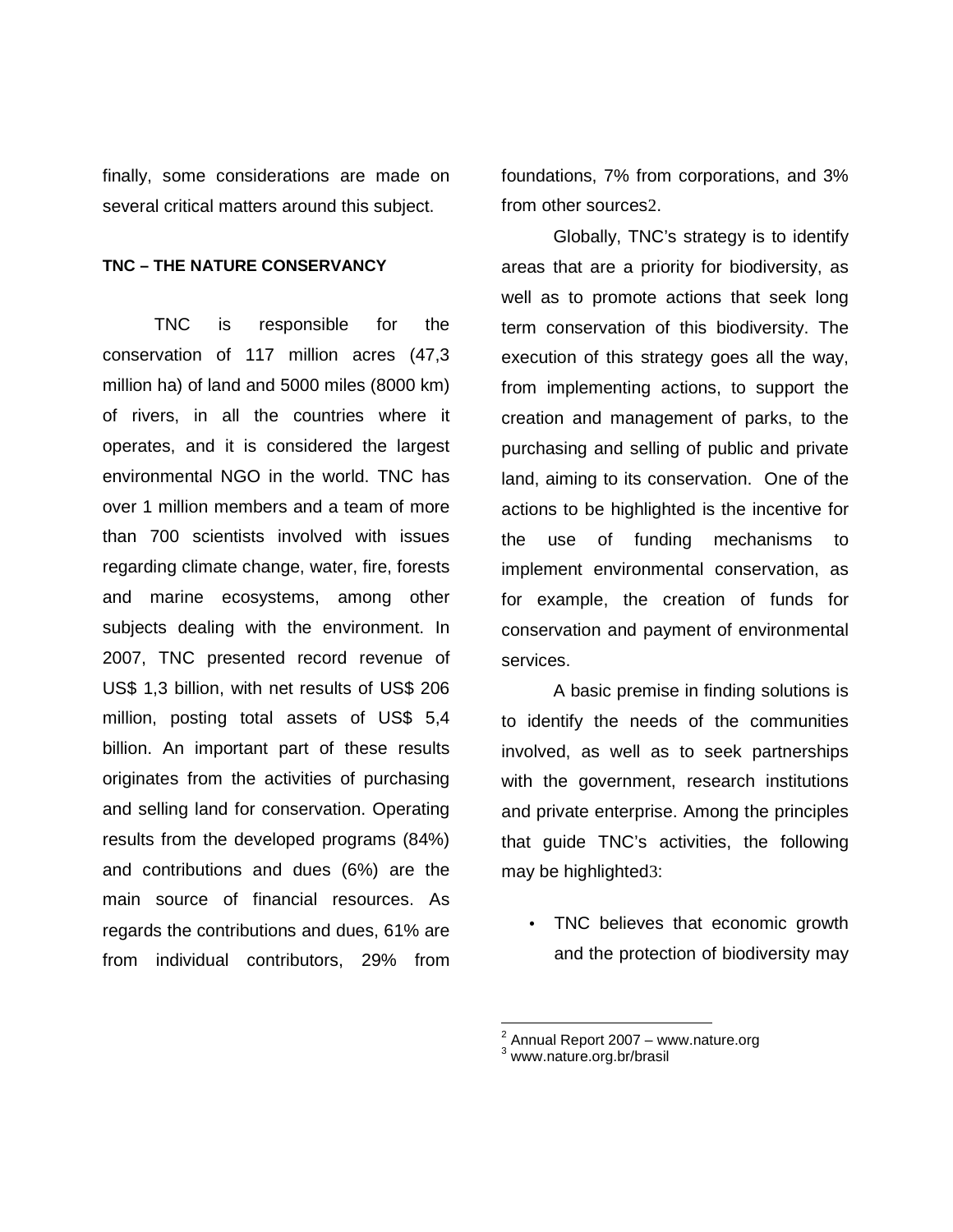finally, some considerations are made on several critical matters around this subject.

**TNC – THE NATURE CONSERVANCY**

TNC is responsible for the conservation of 117 million acres (47,3 million ha) of land and 5000 miles (8000 km) of rivers, in all the countries where it operates, and it is considered the largest environmental NGO in the world. TNC has over 1 million members and a team of more than 700 scientists involved with issues regarding climate change, water, fire, forests and marine ecosystems, among other subjects dealing with the environment. In 2007, TNC presented record revenue of US$ 1,3 billion, with net results of US$ 206 million, posting total assets of US$ 5,4 billion. An important part of these results originates from the activities of purchasing and selling land for conservation. Operating results from the developed programs (84%) and contributions and dues (6%) are the main source of financial resources. As regards the contributions and dues, 61% are from individual contributors, 29% from foundations, 7% from corporations, and 3% from other sources[2].

Globally, TNC's strategy is to identify areas that are a priority for biodiversity, as well as to promote actions that seek long term conservation of this biodiversity. The execution of this strategy goes all the way, from implementing actions, to support the creation and management of parks, to the purchasing and selling of public and private land, aiming to its conservation. One of the actions to be highlighted is the incentive for the use of funding mechanisms to implement environmental conservation, as for example, the creation of funds for conservation and payment of environmental services.

A basic premise in finding solutions is to identify the needs of the communities involved, as well as to seek partnerships with the government, research institutions and private enterprise. Among the principles that guide TNC's activities, the following may be highlighted[3]:

- TNC believes that economic growth and the protection of biodiversity may

[2] Annual Report 2007 – www.nature.org
[3] www.nature.org.br/brasil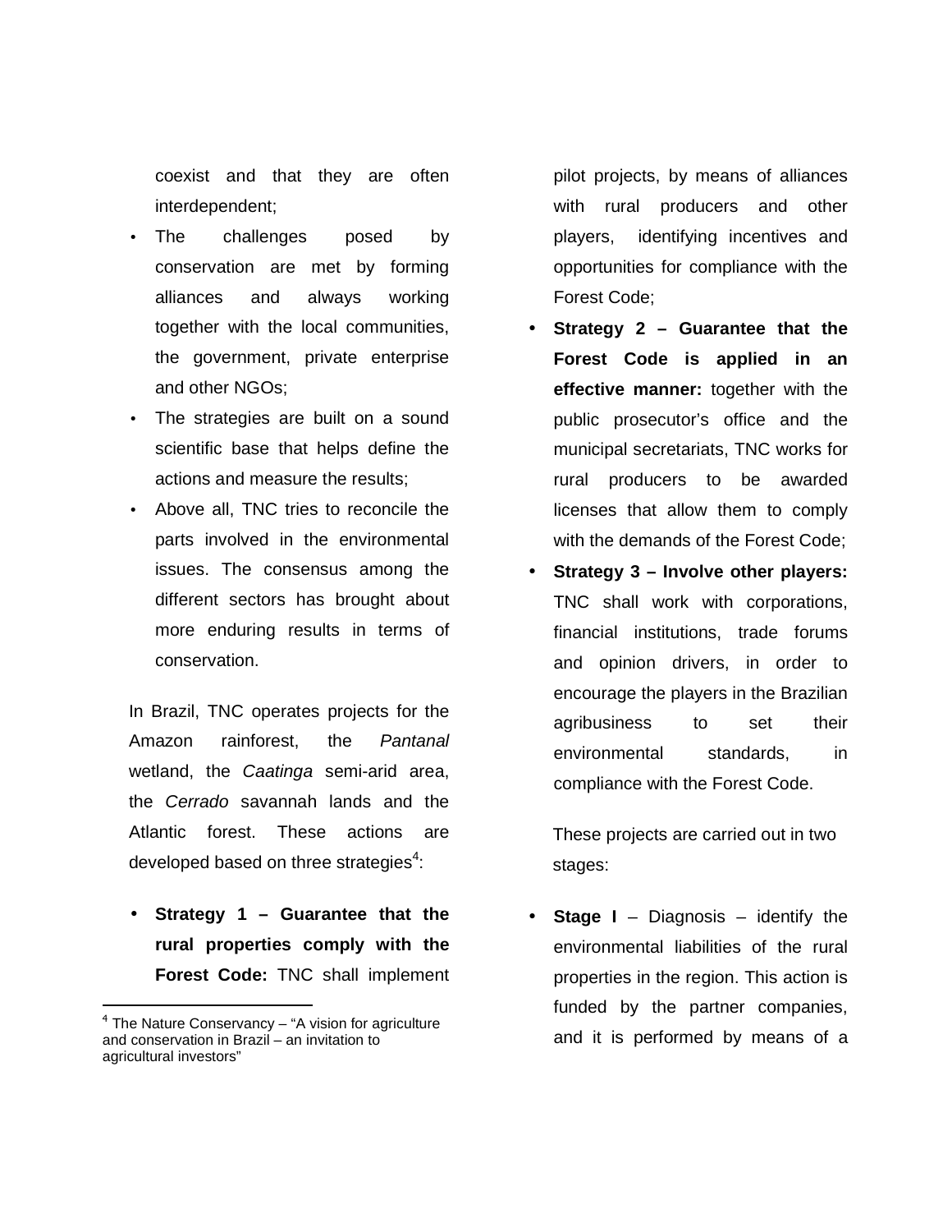coexist and that they are often interdependent;

- The challenges posed by conservation are met by forming alliances and always working together with the local communities, the government, private enterprise and other NGOs;
- The strategies are built on a sound scientific base that helps define the actions and measure the results;
- Above all, TNC tries to reconcile the parts involved in the environmental issues. The consensus among the different sectors has brought about more enduring results in terms of conservation.

In Brazil, TNC operates projects for the Amazon rainforest, the *Pantanal* wetland, the *Caatinga* semi-arid area, the *Cerrado* savannah lands and the Atlantic forest. These actions are developed based on three strategies[4]:

- **Strategy 1 – Guarantee that the rural properties comply with the Forest Code:** TNC shall implement pilot projects, by means of alliances with rural producers and other players, identifying incentives and opportunities for compliance with the Forest Code;
- **Strategy 2 – Guarantee that the Forest Code is applied in an effective manner:** together with the public prosecutor's office and the municipal secretariats, TNC works for rural producers to be awarded licenses that allow them to comply with the demands of the Forest Code;
- **Strategy 3 – Involve other players:** TNC shall work with corporations, financial institutions, trade forums and opinion drivers, in order to encourage the players in the Brazilian agribusiness to set their environmental standards, in compliance with the Forest Code.

These projects are carried out in two stages:

- **Stage I** – Diagnosis – identify the environmental liabilities of the rural properties in the region. This action is funded by the partner companies, and it is performed by means of a

[4] The Nature Conservancy – "A vision for agriculture and conservation in Brazil – an invitation to agricultural investors"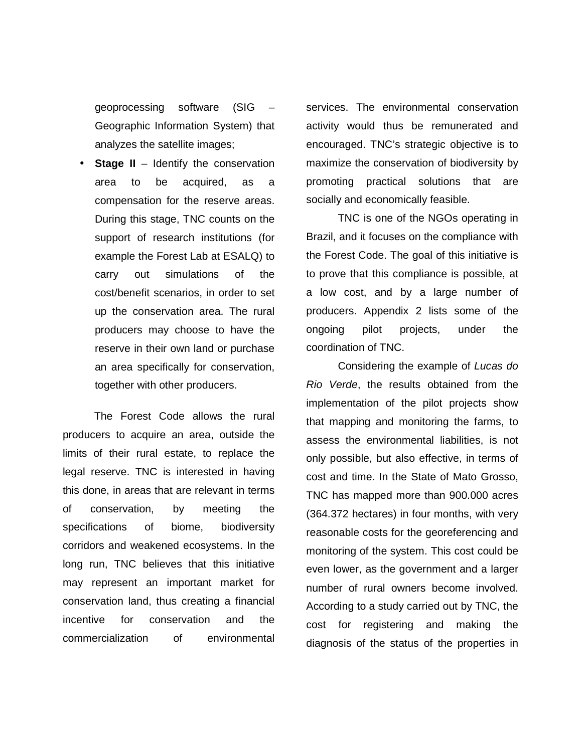geoprocessing software (SIG – Geographic Information System) that analyzes the satellite images;

- **Stage II** – Identify the conservation area to be acquired, as a compensation for the reserve areas. During this stage, TNC counts on the support of research institutions (for example the Forest Lab at ESALQ) to carry out simulations of the cost/benefit scenarios, in order to set up the conservation area. The rural producers may choose to have the reserve in their own land or purchase an area specifically for conservation, together with other producers.

The Forest Code allows the rural producers to acquire an area, outside the limits of their rural estate, to replace the legal reserve. TNC is interested in having this done, in areas that are relevant in terms of conservation, by meeting the specifications of biome, biodiversity corridors and weakened ecosystems. In the long run, TNC believes that this initiative may represent an important market for conservation land, thus creating a financial incentive for conservation and the commercialization of environmental services. The environmental conservation activity would thus be remunerated and encouraged. TNC's strategic objective is to maximize the conservation of biodiversity by promoting practical solutions that are socially and economically feasible.

TNC is one of the NGOs operating in Brazil, and it focuses on the compliance with the Forest Code. The goal of this initiative is to prove that this compliance is possible, at a low cost, and by a large number of producers. Appendix 2 lists some of the ongoing pilot projects, under the coordination of TNC.

Considering the example of *Lucas do Rio Verde*, the results obtained from the implementation of the pilot projects show that mapping and monitoring the farms, to assess the environmental liabilities, is not only possible, but also effective, in terms of cost and time. In the State of Mato Grosso, TNC has mapped more than 900.000 acres (364.372 hectares) in four months, with very reasonable costs for the georeferencing and monitoring of the system. This cost could be even lower, as the government and a larger number of rural owners become involved. According to a study carried out by TNC, the cost for registering and making the diagnosis of the status of the properties in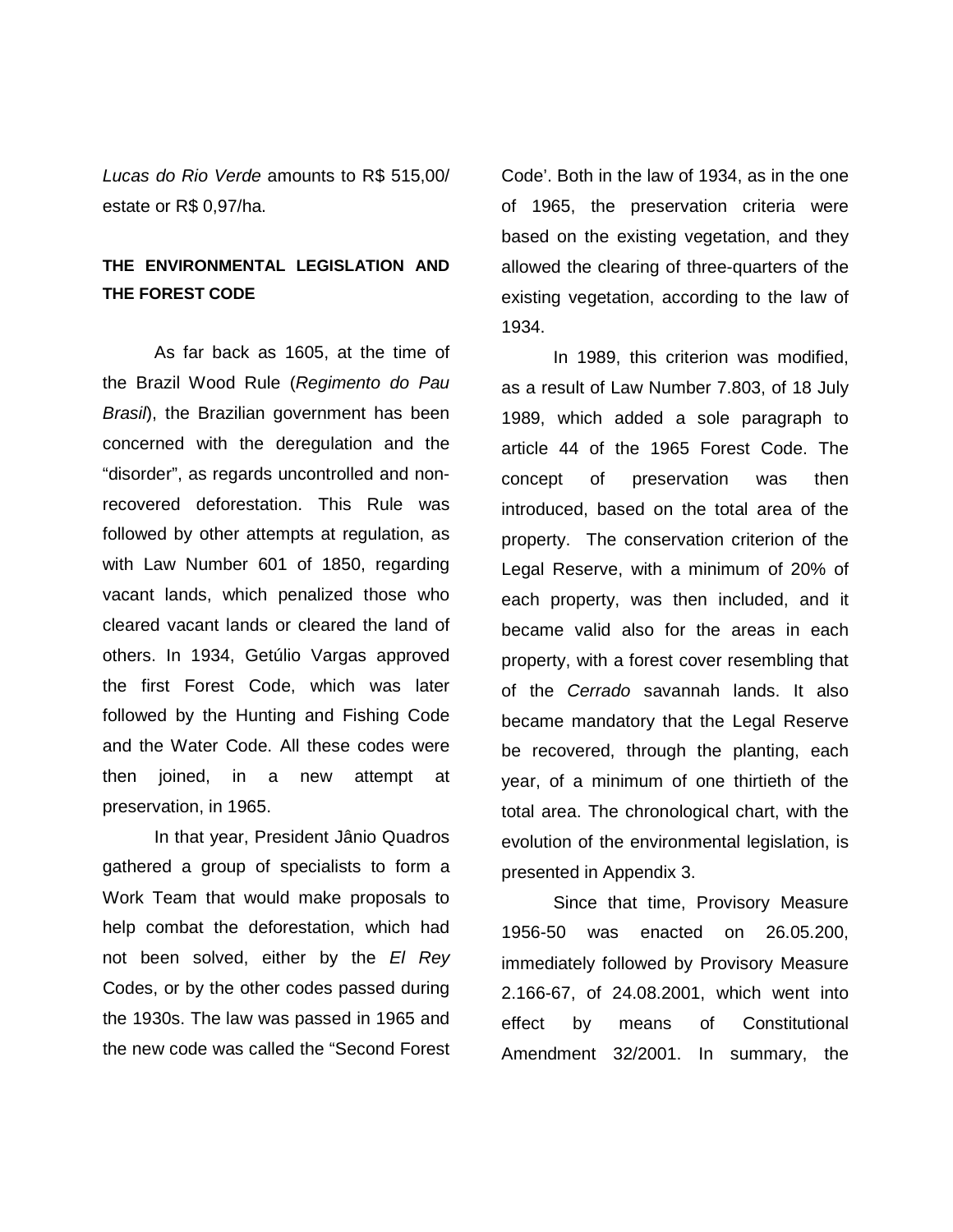*Lucas do Rio Verde* amounts to R$ 515,00/ estate or R$ 0,97/ha.

## THE ENVIRONMENTAL LEGISLATION AND THE FOREST CODE

As far back as 1605, at the time of the Brazil Wood Rule (*Regimento do Pau Brasil*), the Brazilian government has been concerned with the deregulation and the "disorder", as regards uncontrolled and non-recovered deforestation. This Rule was followed by other attempts at regulation, as with Law Number 601 of 1850, regarding vacant lands, which penalized those who cleared vacant lands or cleared the land of others. In 1934, Getúlio Vargas approved the first Forest Code, which was later followed by the Hunting and Fishing Code and the Water Code. All these codes were then joined, in a new attempt at preservation, in 1965.

In that year, President Jânio Quadros gathered a group of specialists to form a Work Team that would make proposals to help combat the deforestation, which had not been solved, either by the *El Rey* Codes, or by the other codes passed during the 1930s. The law was passed in 1965 and the new code was called the "Second Forest Code'. Both in the law of 1934, as in the one of 1965, the preservation criteria were based on the existing vegetation, and they allowed the clearing of three-quarters of the existing vegetation, according to the law of 1934.

In 1989, this criterion was modified, as a result of Law Number 7.803, of 18 July 1989, which added a sole paragraph to article 44 of the 1965 Forest Code. The concept of preservation was then introduced, based on the total area of the property. The conservation criterion of the Legal Reserve, with a minimum of 20% of each property, was then included, and it became valid also for the areas in each property, with a forest cover resembling that of the *Cerrado* savannah lands. It also became mandatory that the Legal Reserve be recovered, through the planting, each year, of a minimum of one thirtieth of the total area. The chronological chart, with the evolution of the environmental legislation, is presented in Appendix 3.

Since that time, Provisory Measure 1956-50 was enacted on 26.05.200, immediately followed by Provisory Measure 2.166-67, of 24.08.2001, which went into effect by means of Constitutional Amendment 32/2001. In summary, the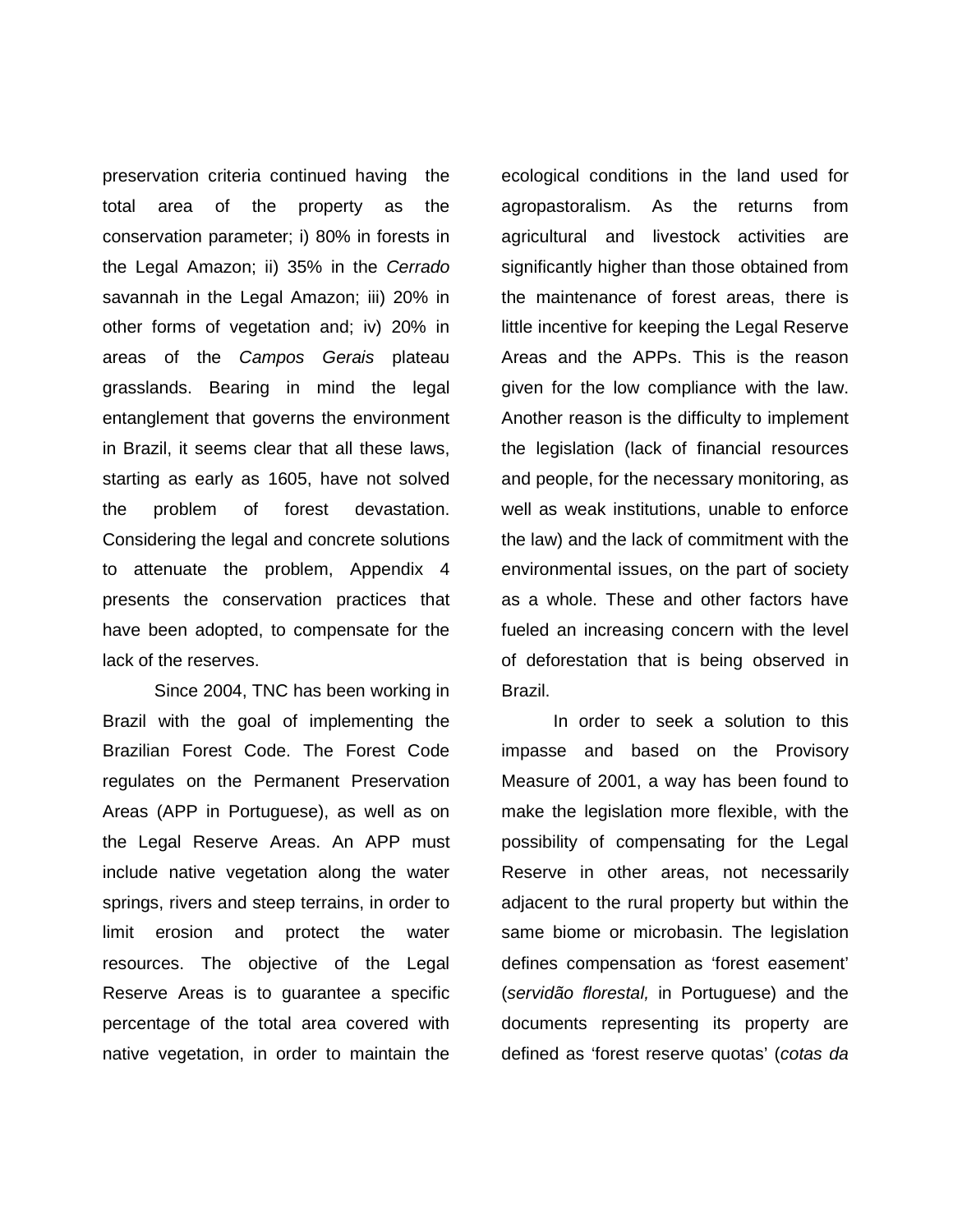preservation criteria continued having the total area of the property as the conservation parameter; i) 80% in forests in the Legal Amazon; ii) 35% in the *Cerrado* savannah in the Legal Amazon; iii) 20% in other forms of vegetation and; iv) 20% in areas of the *Campos Gerais* plateau grasslands. Bearing in mind the legal entanglement that governs the environment in Brazil, it seems clear that all these laws, starting as early as 1605, have not solved the problem of forest devastation. Considering the legal and concrete solutions to attenuate the problem, Appendix 4 presents the conservation practices that have been adopted, to compensate for the lack of the reserves.

Since 2004, TNC has been working in Brazil with the goal of implementing the Brazilian Forest Code. The Forest Code regulates on the Permanent Preservation Areas (APP in Portuguese), as well as on the Legal Reserve Areas. An APP must include native vegetation along the water springs, rivers and steep terrains, in order to limit erosion and protect the water resources. The objective of the Legal Reserve Areas is to guarantee a specific percentage of the total area covered with native vegetation, in order to maintain the ecological conditions in the land used for agropastoralism. As the returns from agricultural and livestock activities are significantly higher than those obtained from the maintenance of forest areas, there is little incentive for keeping the Legal Reserve Areas and the APPs. This is the reason given for the low compliance with the law. Another reason is the difficulty to implement the legislation (lack of financial resources and people, for the necessary monitoring, as well as weak institutions, unable to enforce the law) and the lack of commitment with the environmental issues, on the part of society as a whole. These and other factors have fueled an increasing concern with the level of deforestation that is being observed in Brazil.

In order to seek a solution to this impasse and based on the Provisory Measure of 2001, a way has been found to make the legislation more flexible, with the possibility of compensating for the Legal Reserve in other areas, not necessarily adjacent to the rural property but within the same biome or microbasin. The legislation defines compensation as 'forest easement' (*servidão florestal,* in Portuguese) and the documents representing its property are defined as 'forest reserve quotas' (*cotas da*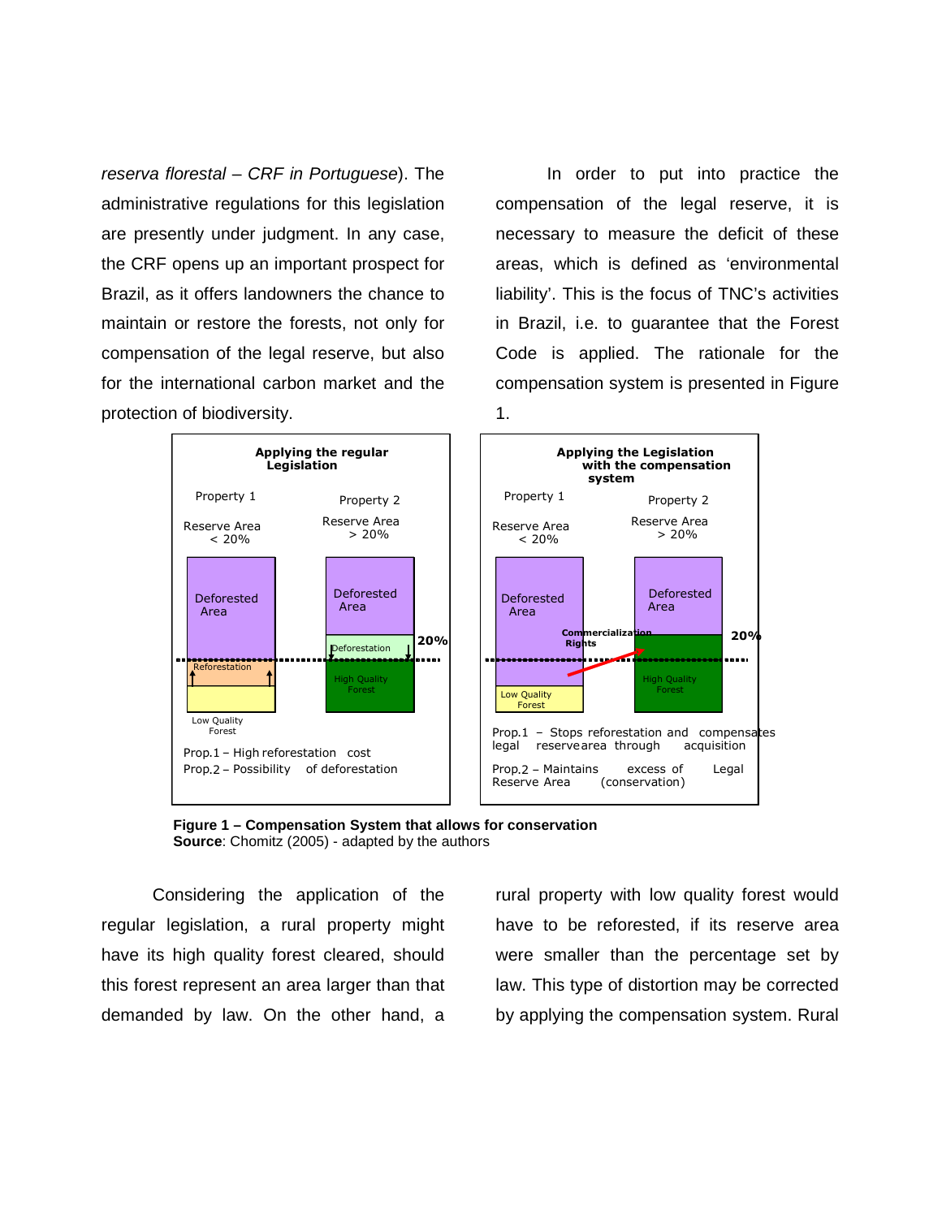*reserva florestal – CRF in Portuguese*). The administrative regulations for this legislation are presently under judgment. In any case, the CRF opens up an important prospect for Brazil, as it offers landowners the chance to maintain or restore the forests, not only for compensation of the legal reserve, but also for the international carbon market and the protection of biodiversity.

In order to put into practice the compensation of the legal reserve, it is necessary to measure the deficit of these areas, which is defined as 'environmental liability'. This is the focus of TNC's activities in Brazil, i.e. to guarantee that the Forest Code is applied. The rationale for the compensation system is presented in Figure 1.

**Figure 1 – Compensation System that allows for conservation**
**Source**: Chomitz (2005) - adapted by the authors

Considering the application of the regular legislation, a rural property might have its high quality forest cleared, should this forest represent an area larger than that demanded by law. On the other hand, a rural property with low quality forest would have to be reforested, if its reserve area were smaller than the percentage set by law. This type of distortion may be corrected by applying the compensation system. Rural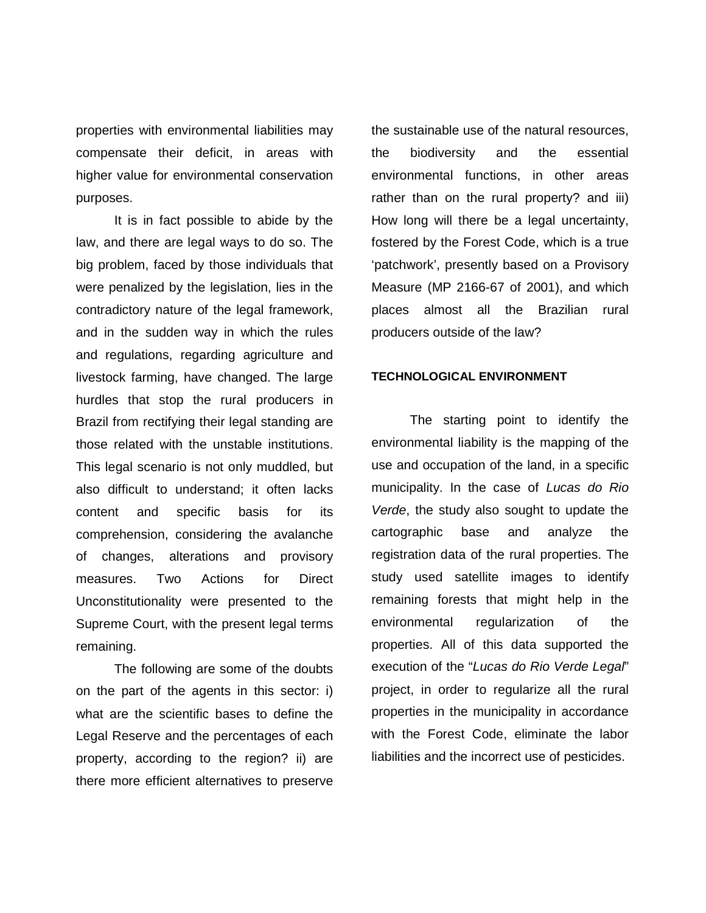properties with environmental liabilities may compensate their deficit, in areas with higher value for environmental conservation purposes.

It is in fact possible to abide by the law, and there are legal ways to do so. The big problem, faced by those individuals that were penalized by the legislation, lies in the contradictory nature of the legal framework, and in the sudden way in which the rules and regulations, regarding agriculture and livestock farming, have changed. The large hurdles that stop the rural producers in Brazil from rectifying their legal standing are those related with the unstable institutions. This legal scenario is not only muddled, but also difficult to understand; it often lacks content and specific basis for its comprehension, considering the avalanche of changes, alterations and provisory measures. Two Actions for Direct Unconstitutionality were presented to the Supreme Court, with the present legal terms remaining.

The following are some of the doubts on the part of the agents in this sector: i) what are the scientific bases to define the Legal Reserve and the percentages of each property, according to the region? ii) are there more efficient alternatives to preserve the sustainable use of the natural resources, the biodiversity and the essential environmental functions, in other areas rather than on the rural property? and iii) How long will there be a legal uncertainty, fostered by the Forest Code, which is a true 'patchwork', presently based on a Provisory Measure (MP 2166-67 of 2001), and which places almost all the Brazilian rural producers outside of the law?

**TECHNOLOGICAL ENVIRONMENT**

The starting point to identify the environmental liability is the mapping of the use and occupation of the land, in a specific municipality. In the case of *Lucas do Rio Verde*, the study also sought to update the cartographic base and analyze the registration data of the rural properties. The study used satellite images to identify remaining forests that might help in the environmental regularization of the properties. All of this data supported the execution of the "*Lucas do Rio Verde Legal*" project, in order to regularize all the rural properties in the municipality in accordance with the Forest Code, eliminate the labor liabilities and the incorrect use of pesticides.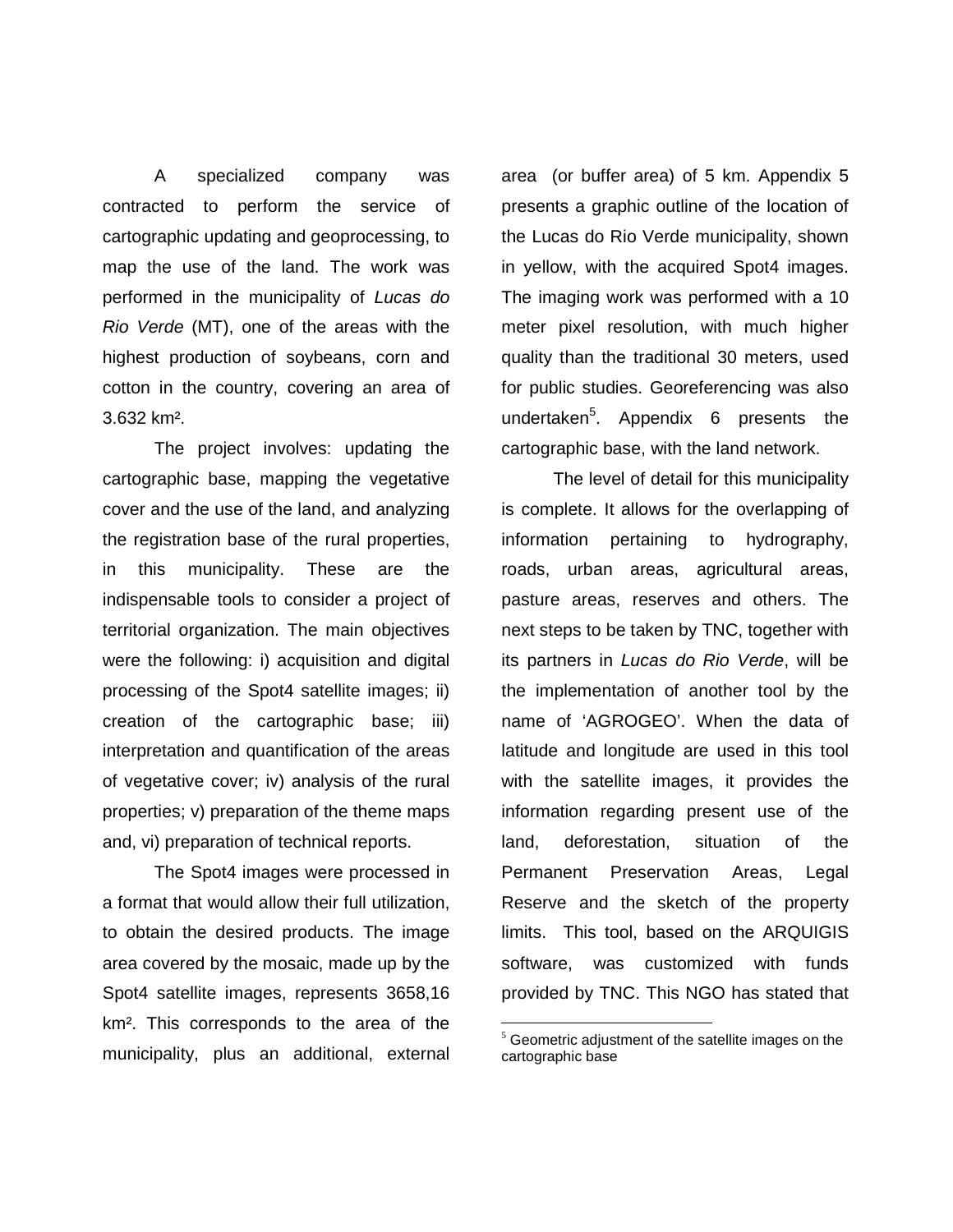A specialized company was contracted to perform the service of cartographic updating and geoprocessing, to map the use of the land. The work was performed in the municipality of *Lucas do Rio Verde* (MT), one of the areas with the highest production of soybeans, corn and cotton in the country, covering an area of 3.632 km².

The project involves: updating the cartographic base, mapping the vegetative cover and the use of the land, and analyzing the registration base of the rural properties, in this municipality. These are the indispensable tools to consider a project of territorial organization. The main objectives were the following: i) acquisition and digital processing of the Spot4 satellite images; ii) creation of the cartographic base; iii) interpretation and quantification of the areas of vegetative cover; iv) analysis of the rural properties; v) preparation of the theme maps and, vi) preparation of technical reports.

The Spot4 images were processed in a format that would allow their full utilization, to obtain the desired products. The image area covered by the mosaic, made up by the Spot4 satellite images, represents 3658,16 km². This corresponds to the area of the municipality, plus an additional, external area (or buffer area) of 5 km. Appendix 5 presents a graphic outline of the location of the Lucas do Rio Verde municipality, shown in yellow, with the acquired Spot4 images. The imaging work was performed with a 10 meter pixel resolution, with much higher quality than the traditional 30 meters, used for public studies. Georeferencing was also undertaken[5]. Appendix 6 presents the cartographic base, with the land network.

The level of detail for this municipality is complete. It allows for the overlapping of information pertaining to hydrography, roads, urban areas, agricultural areas, pasture areas, reserves and others. The next steps to be taken by TNC, together with its partners in *Lucas do Rio Verde*, will be the implementation of another tool by the name of 'AGROGEO'. When the data of latitude and longitude are used in this tool with the satellite images, it provides the information regarding present use of the land, deforestation, situation of the Permanent Preservation Areas, Legal Reserve and the sketch of the property limits. This tool, based on the ARQUIGIS software, was customized with funds provided by TNC. This NGO has stated that

---

[5] Geometric adjustment of the satellite images on the cartographic base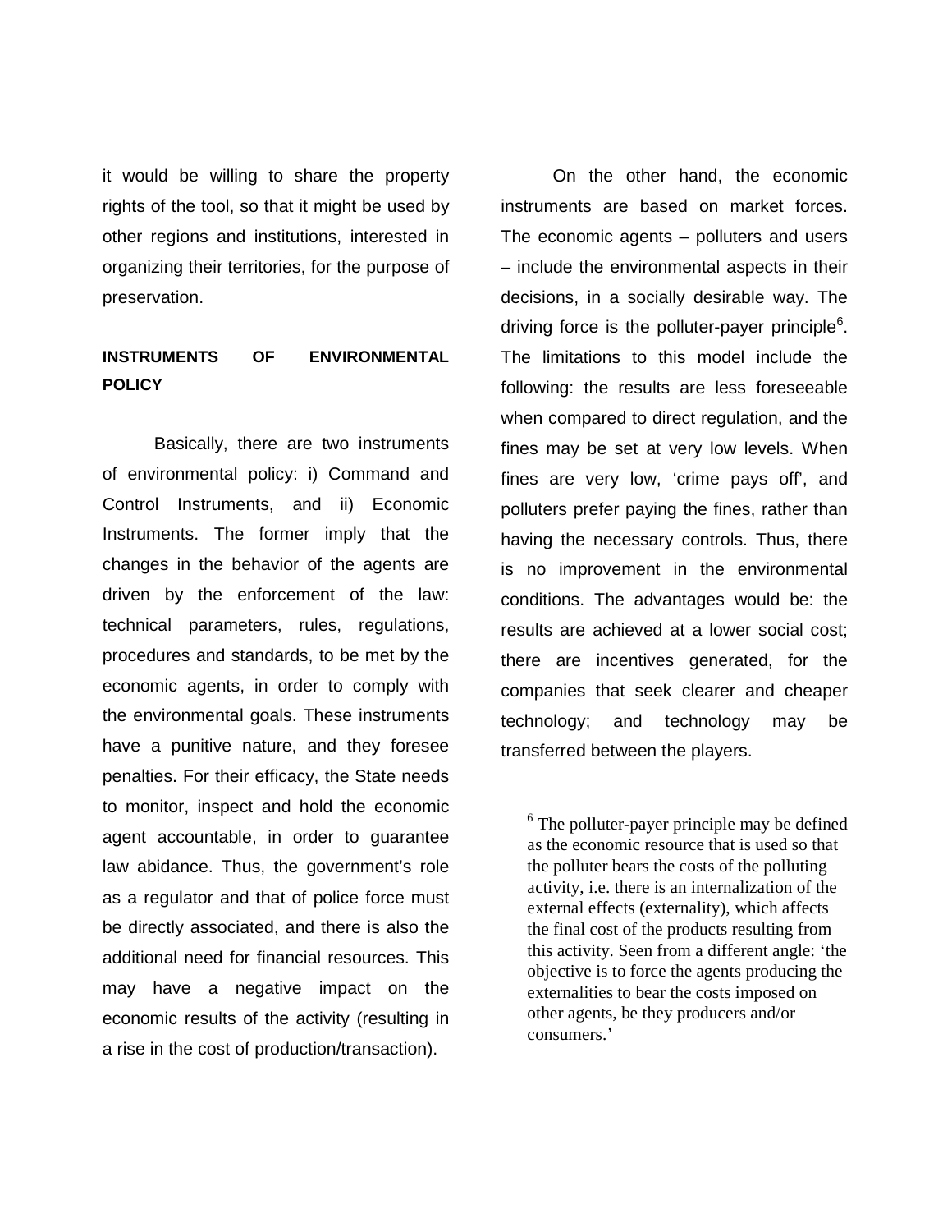it would be willing to share the property rights of the tool, so that it might be used by other regions and institutions, interested in organizing their territories, for the purpose of preservation.

## INSTRUMENTS OF ENVIRONMENTAL POLICY

Basically, there are two instruments of environmental policy: i) Command and Control Instruments, and ii) Economic Instruments. The former imply that the changes in the behavior of the agents are driven by the enforcement of the law: technical parameters, rules, regulations, procedures and standards, to be met by the economic agents, in order to comply with the environmental goals. These instruments have a punitive nature, and they foresee penalties. For their efficacy, the State needs to monitor, inspect and hold the economic agent accountable, in order to guarantee law abidance. Thus, the government's role as a regulator and that of police force must be directly associated, and there is also the additional need for financial resources. This may have a negative impact on the economic results of the activity (resulting in a rise in the cost of production/transaction).

On the other hand, the economic instruments are based on market forces. The economic agents – polluters and users – include the environmental aspects in their decisions, in a socially desirable way. The driving force is the polluter-payer principle[6]. The limitations to this model include the following: the results are less foreseeable when compared to direct regulation, and the fines may be set at very low levels. When fines are very low, 'crime pays off', and polluters prefer paying the fines, rather than having the necessary controls. Thus, there is no improvement in the environmental conditions. The advantages would be: the results are achieved at a lower social cost; there are incentives generated, for the companies that seek clearer and cheaper technology; and technology may be transferred between the players.

---

[6] The polluter-payer principle may be defined as the economic resource that is used so that the polluter bears the costs of the polluting activity, i.e. there is an internalization of the external effects (externality), which affects the final cost of the products resulting from this activity. Seen from a different angle: 'the objective is to force the agents producing the externalities to bear the costs imposed on other agents, be they producers and/or consumers.'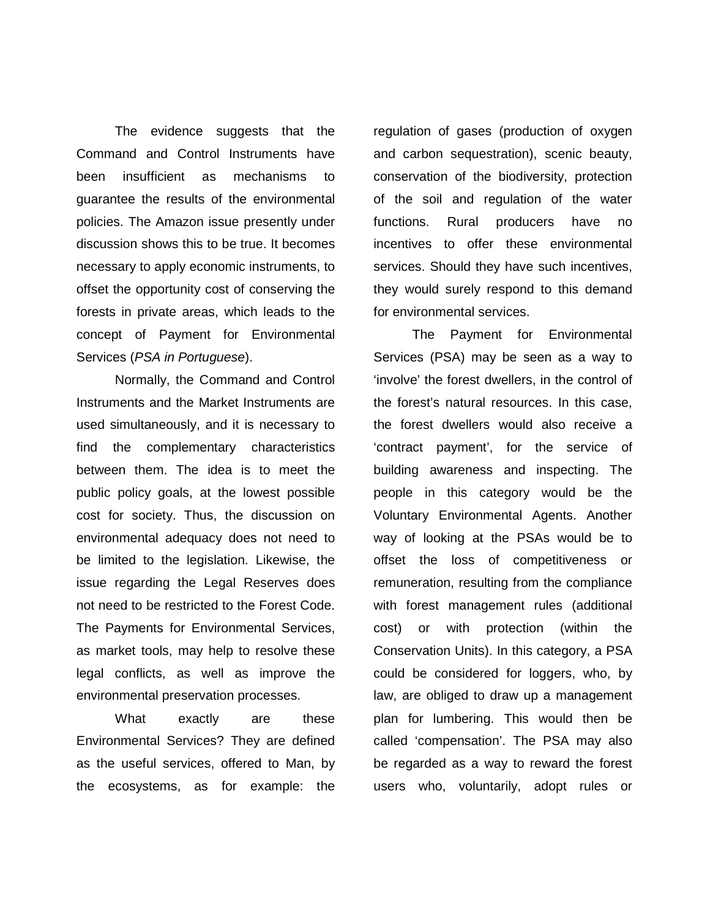The evidence suggests that the Command and Control Instruments have been insufficient as mechanisms to guarantee the results of the environmental policies. The Amazon issue presently under discussion shows this to be true. It becomes necessary to apply economic instruments, to offset the opportunity cost of conserving the forests in private areas, which leads to the concept of Payment for Environmental Services (*PSA in Portuguese*).

Normally, the Command and Control Instruments and the Market Instruments are used simultaneously, and it is necessary to find the complementary characteristics between them. The idea is to meet the public policy goals, at the lowest possible cost for society. Thus, the discussion on environmental adequacy does not need to be limited to the legislation. Likewise, the issue regarding the Legal Reserves does not need to be restricted to the Forest Code. The Payments for Environmental Services, as market tools, may help to resolve these legal conflicts, as well as improve the environmental preservation processes.

What exactly are these Environmental Services? They are defined as the useful services, offered to Man, by the ecosystems, as for example: the regulation of gases (production of oxygen and carbon sequestration), scenic beauty, conservation of the biodiversity, protection of the soil and regulation of the water functions. Rural producers have no incentives to offer these environmental services. Should they have such incentives, they would surely respond to this demand for environmental services.

The Payment for Environmental Services (PSA) may be seen as a way to 'involve' the forest dwellers, in the control of the forest's natural resources. In this case, the forest dwellers would also receive a 'contract payment', for the service of building awareness and inspecting. The people in this category would be the Voluntary Environmental Agents. Another way of looking at the PSAs would be to offset the loss of competitiveness or remuneration, resulting from the compliance with forest management rules (additional cost) or with protection (within the Conservation Units). In this category, a PSA could be considered for loggers, who, by law, are obliged to draw up a management plan for lumbering. This would then be called 'compensation'. The PSA may also be regarded as a way to reward the forest users who, voluntarily, adopt rules or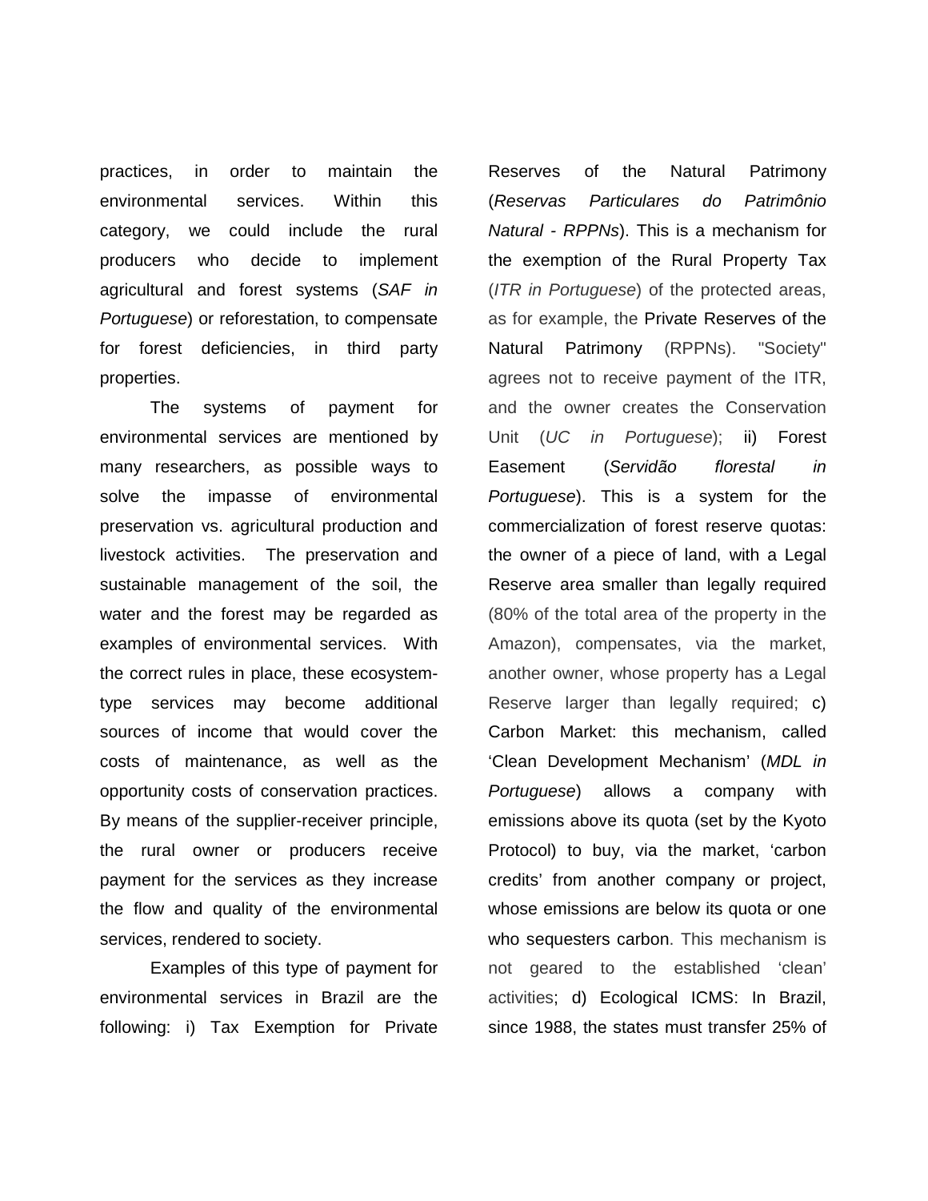practices, in order to maintain the environmental services. Within this category, we could include the rural producers who decide to implement agricultural and forest systems (*SAF in Portuguese*) or reforestation, to compensate for forest deficiencies, in third party properties.

The systems of payment for environmental services are mentioned by many researchers, as possible ways to solve the impasse of environmental preservation vs. agricultural production and livestock activities. The preservation and sustainable management of the soil, the water and the forest may be regarded as examples of environmental services. With the correct rules in place, these ecosystem-type services may become additional sources of income that would cover the costs of maintenance, as well as the opportunity costs of conservation practices. By means of the supplier-receiver principle, the rural owner or producers receive payment for the services as they increase the flow and quality of the environmental services, rendered to society.

Examples of this type of payment for environmental services in Brazil are the following: i) Tax Exemption for Private Reserves of the Natural Patrimony (*Reservas Particulares do Patrimônio Natural - RPPNs*). This is a mechanism for the exemption of the Rural Property Tax (*ITR in Portuguese*) of the protected areas, as for example, the Private Reserves of the Natural Patrimony (RPPNs). "Society" agrees not to receive payment of the ITR, and the owner creates the Conservation Unit (*UC in Portuguese*); ii) Forest Easement (*Servidão florestal in Portuguese*). This is a system for the commercialization of forest reserve quotas: the owner of a piece of land, with a Legal Reserve area smaller than legally required (80% of the total area of the property in the Amazon), compensates, via the market, another owner, whose property has a Legal Reserve larger than legally required; c) Carbon Market: this mechanism, called 'Clean Development Mechanism' (*MDL in Portuguese*) allows a company with emissions above its quota (set by the Kyoto Protocol) to buy, via the market, 'carbon credits' from another company or project, whose emissions are below its quota or one who sequesters carbon. This mechanism is not geared to the established 'clean' activities; d) Ecological ICMS: In Brazil, since 1988, the states must transfer 25% of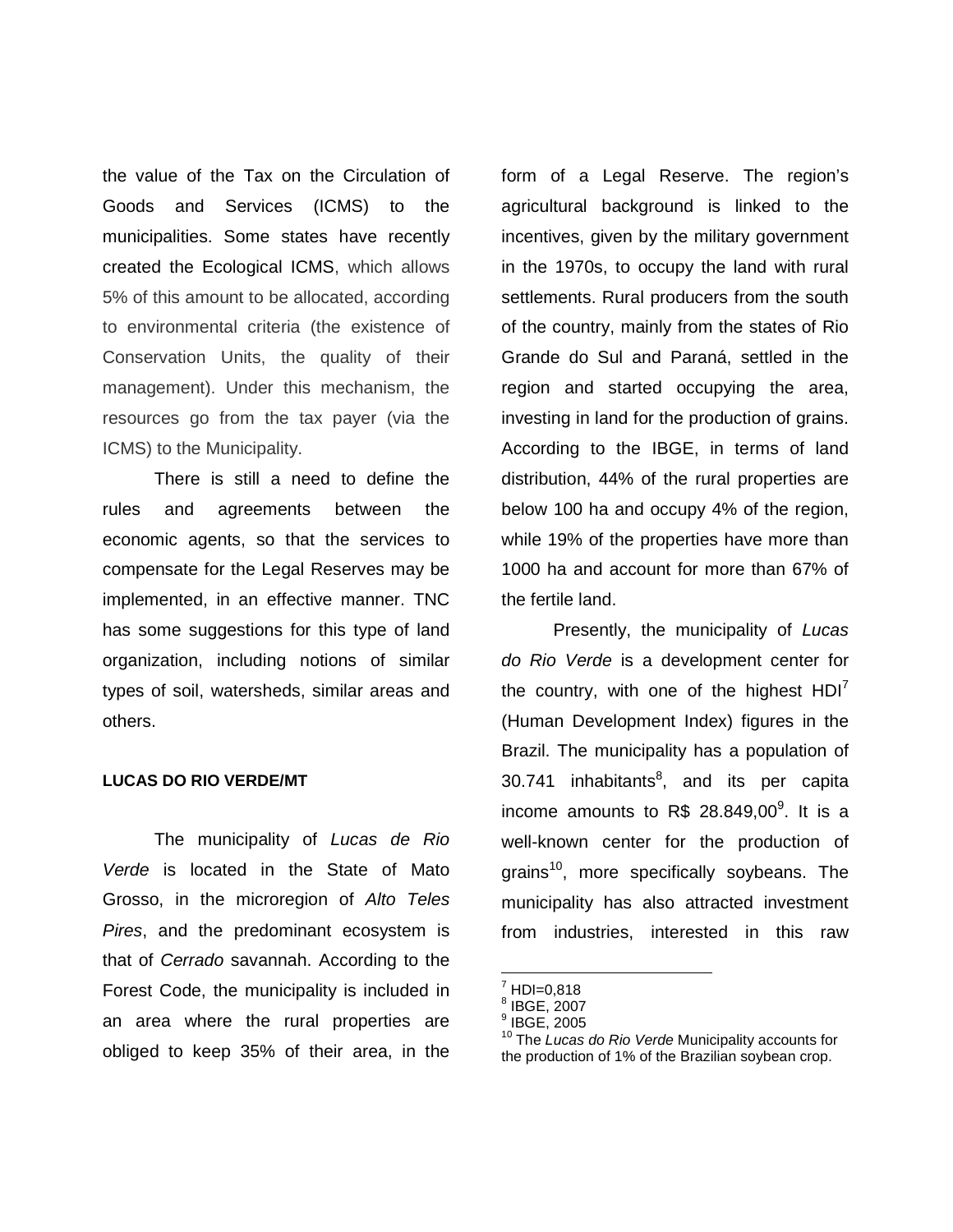the value of the Tax on the Circulation of Goods and Services (ICMS) to the municipalities. Some states have recently created the Ecological ICMS, which allows 5% of this amount to be allocated, according to environmental criteria (the existence of Conservation Units, the quality of their management). Under this mechanism, the resources go from the tax payer (via the ICMS) to the Municipality.

There is still a need to define the rules and agreements between the economic agents, so that the services to compensate for the Legal Reserves may be implemented, in an effective manner. TNC has some suggestions for this type of land organization, including notions of similar types of soil, watersheds, similar areas and others.

**LUCAS DO RIO VERDE/MT**

The municipality of *Lucas de Rio Verde* is located in the State of Mato Grosso, in the microregion of *Alto Teles Pires*, and the predominant ecosystem is that of *Cerrado* savannah. According to the Forest Code, the municipality is included in an area where the rural properties are obliged to keep 35% of their area, in the form of a Legal Reserve. The region's agricultural background is linked to the incentives, given by the military government in the 1970s, to occupy the land with rural settlements. Rural producers from the south of the country, mainly from the states of Rio Grande do Sul and Paraná, settled in the region and started occupying the area, investing in land for the production of grains. According to the IBGE, in terms of land distribution, 44% of the rural properties are below 100 ha and occupy 4% of the region, while 19% of the properties have more than 1000 ha and account for more than 67% of the fertile land.

Presently, the municipality of *Lucas do Rio Verde* is a development center for the country, with one of the highest HDI[7] (Human Development Index) figures in the Brazil. The municipality has a population of 30.741 inhabitants[8], and its per capita income amounts to R$ 28.849,00[9]. It is a well-known center for the production of grains[10], more specifically soybeans. The municipality has also attracted investment from industries, interested in this raw

---

[7] HDI=0,818

[8] IBGE, 2007

[9] IBGE, 2005

[10] The *Lucas do Rio Verde* Municipality accounts for the production of 1% of the Brazilian soybean crop.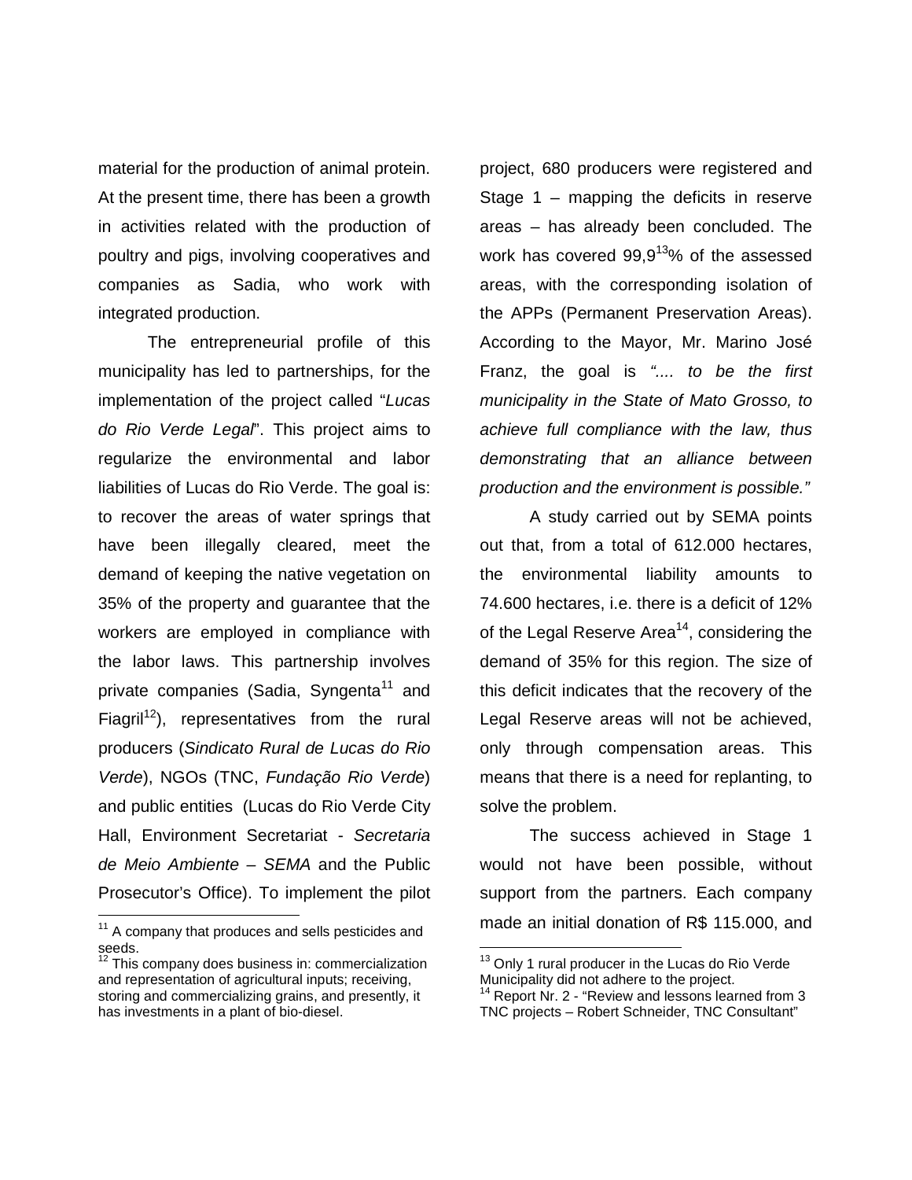material for the production of animal protein. At the present time, there has been a growth in activities related with the production of poultry and pigs, involving cooperatives and companies as Sadia, who work with integrated production.

The entrepreneurial profile of this municipality has led to partnerships, for the implementation of the project called "*Lucas do Rio Verde Legal*". This project aims to regularize the environmental and labor liabilities of Lucas do Rio Verde. The goal is: to recover the areas of water springs that have been illegally cleared, meet the demand of keeping the native vegetation on 35% of the property and guarantee that the workers are employed in compliance with the labor laws. This partnership involves private companies (Sadia, Syngenta[11] and Fiagril[12]), representatives from the rural producers (*Sindicato Rural de Lucas do Rio Verde*), NGOs (TNC, *Fundação Rio Verde*) and public entities (Lucas do Rio Verde City Hall, Environment Secretariat - *Secretaria de Meio Ambiente – SEMA* and the Public Prosecutor's Office). To implement the pilot project, 680 producers were registered and Stage 1 – mapping the deficits in reserve areas – has already been concluded. The work has covered 99,9[13]% of the assessed areas, with the corresponding isolation of the APPs (Permanent Preservation Areas). According to the Mayor, Mr. Marino José Franz, the goal is *".... to be the first municipality in the State of Mato Grosso, to achieve full compliance with the law, thus demonstrating that an alliance between production and the environment is possible."*

A study carried out by SEMA points out that, from a total of 612.000 hectares, the environmental liability amounts to 74.600 hectares, i.e. there is a deficit of 12% of the Legal Reserve Area[14], considering the demand of 35% for this region. The size of this deficit indicates that the recovery of the Legal Reserve areas will not be achieved, only through compensation areas. This means that there is a need for replanting, to solve the problem.

The success achieved in Stage 1 would not have been possible, without support from the partners. Each company made an initial donation of R$ 115.000, and

---

[11] A company that produces and sells pesticides and seeds.

[12] This company does business in: commercialization and representation of agricultural inputs; receiving, storing and commercializing grains, and presently, it has investments in a plant of bio-diesel.

[13] Only 1 rural producer in the Lucas do Rio Verde Municipality did not adhere to the project.

[14] Report Nr. 2 - "Review and lessons learned from 3 TNC projects – Robert Schneider, TNC Consultant"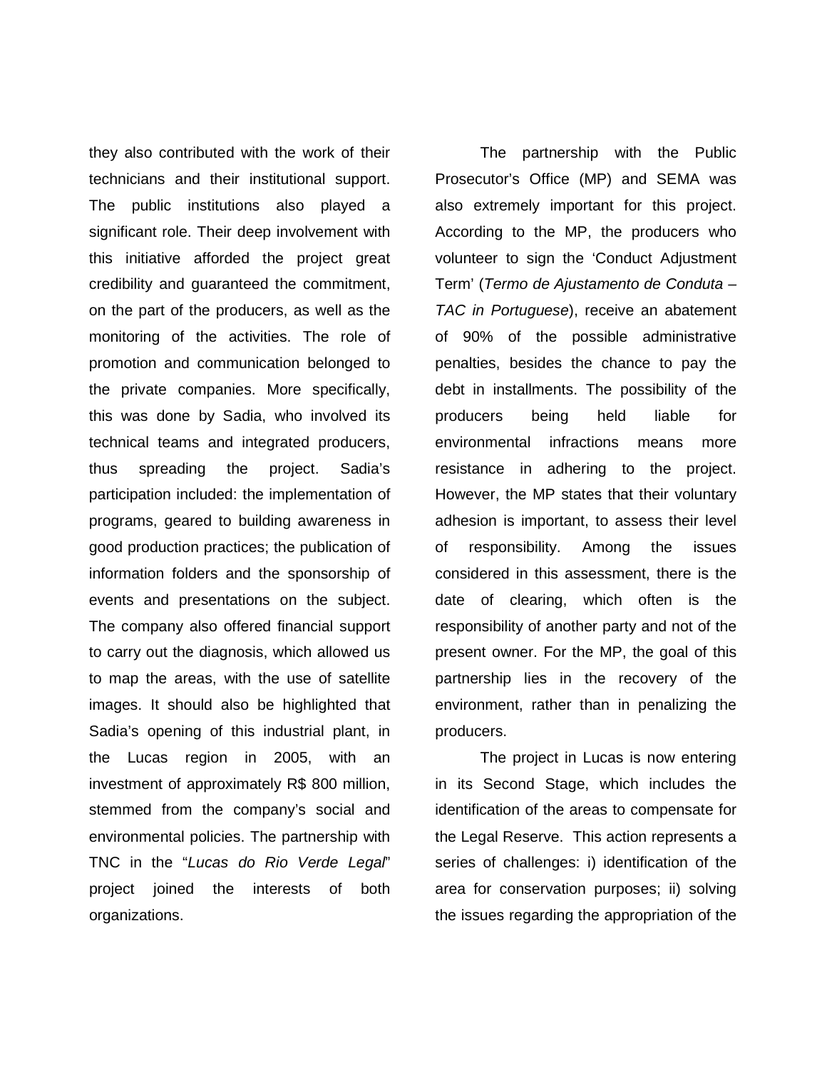they also contributed with the work of their technicians and their institutional support. The public institutions also played a significant role. Their deep involvement with this initiative afforded the project great credibility and guaranteed the commitment, on the part of the producers, as well as the monitoring of the activities. The role of promotion and communication belonged to the private companies. More specifically, this was done by Sadia, who involved its technical teams and integrated producers, thus spreading the project. Sadia's participation included: the implementation of programs, geared to building awareness in good production practices; the publication of information folders and the sponsorship of events and presentations on the subject. The company also offered financial support to carry out the diagnosis, which allowed us to map the areas, with the use of satellite images. It should also be highlighted that Sadia's opening of this industrial plant, in the Lucas region in 2005, with an investment of approximately R$ 800 million, stemmed from the company's social and environmental policies. The partnership with TNC in the "*Lucas do Rio Verde Legal*" project joined the interests of both organizations.

The partnership with the Public Prosecutor's Office (MP) and SEMA was also extremely important for this project. According to the MP, the producers who volunteer to sign the 'Conduct Adjustment Term' (*Termo de Ajustamento de Conduta – TAC in Portuguese*), receive an abatement of 90% of the possible administrative penalties, besides the chance to pay the debt in installments. The possibility of the producers being held liable for environmental infractions means more resistance in adhering to the project. However, the MP states that their voluntary adhesion is important, to assess their level of responsibility. Among the issues considered in this assessment, there is the date of clearing, which often is the responsibility of another party and not of the present owner. For the MP, the goal of this partnership lies in the recovery of the environment, rather than in penalizing the producers.

The project in Lucas is now entering in its Second Stage, which includes the identification of the areas to compensate for the Legal Reserve. This action represents a series of challenges: i) identification of the area for conservation purposes; ii) solving the issues regarding the appropriation of the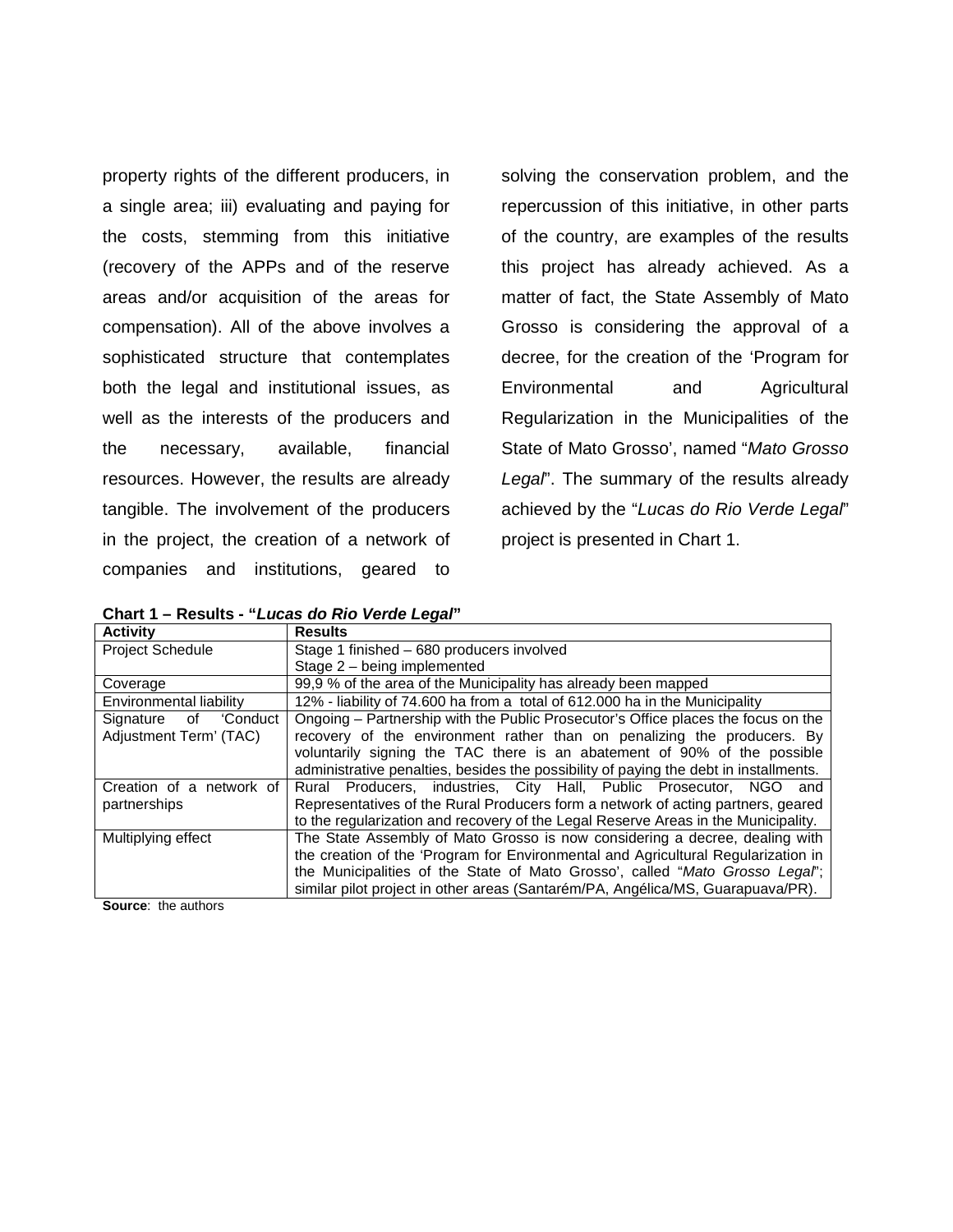property rights of the different producers, in a single area; iii) evaluating and paying for the costs, stemming from this initiative (recovery of the APPs and of the reserve areas and/or acquisition of the areas for compensation). All of the above involves a sophisticated structure that contemplates both the legal and institutional issues, as well as the interests of the producers and the necessary, available, financial resources. However, the results are already tangible. The involvement of the producers in the project, the creation of a network of companies and institutions, geared to solving the conservation problem, and the repercussion of this initiative, in other parts of the country, are examples of the results this project has already achieved. As a matter of fact, the State Assembly of Mato Grosso is considering the approval of a decree, for the creation of the 'Program for Environmental and Agricultural Regularization in the Municipalities of the State of Mato Grosso', named "*Mato Grosso Legal*". The summary of the results already achieved by the "*Lucas do Rio Verde Legal*" project is presented in Chart 1.

**Chart 1 – Results - "*Lucas do Rio Verde Legal*"**

| Activity | Results |
|---|---|
| Project Schedule | Stage 1 finished – 680 producers involved<br>Stage 2 – being implemented |
| Coverage | 99,9 % of the area of the Municipality has already been mapped |
| Environmental liability | 12% - liability of 74.600 ha from a total of 612.000 ha in the Municipality |
| Signature of 'Conduct Adjustment Term' (TAC) | Ongoing – Partnership with the Public Prosecutor's Office places the focus on the recovery of the environment rather than on penalizing the producers. By voluntarily signing the TAC there is an abatement of 90% of the possible administrative penalties, besides the possibility of paying the debt in installments. |
| Creation of a network of partnerships | Rural Producers, industries, City Hall, Public Prosecutor, NGO and Representatives of the Rural Producers form a network of acting partners, geared to the regularization and recovery of the Legal Reserve Areas in the Municipality. |
| Multiplying effect | The State Assembly of Mato Grosso is now considering a decree, dealing with the creation of the 'Program for Environmental and Agricultural Regularization in the Municipalities of the State of Mato Grosso', called "*Mato Grosso Legal*"; similar pilot project in other areas (Santarém/PA, Angélica/MS, Guarapuava/PR). |

**Source**: the authors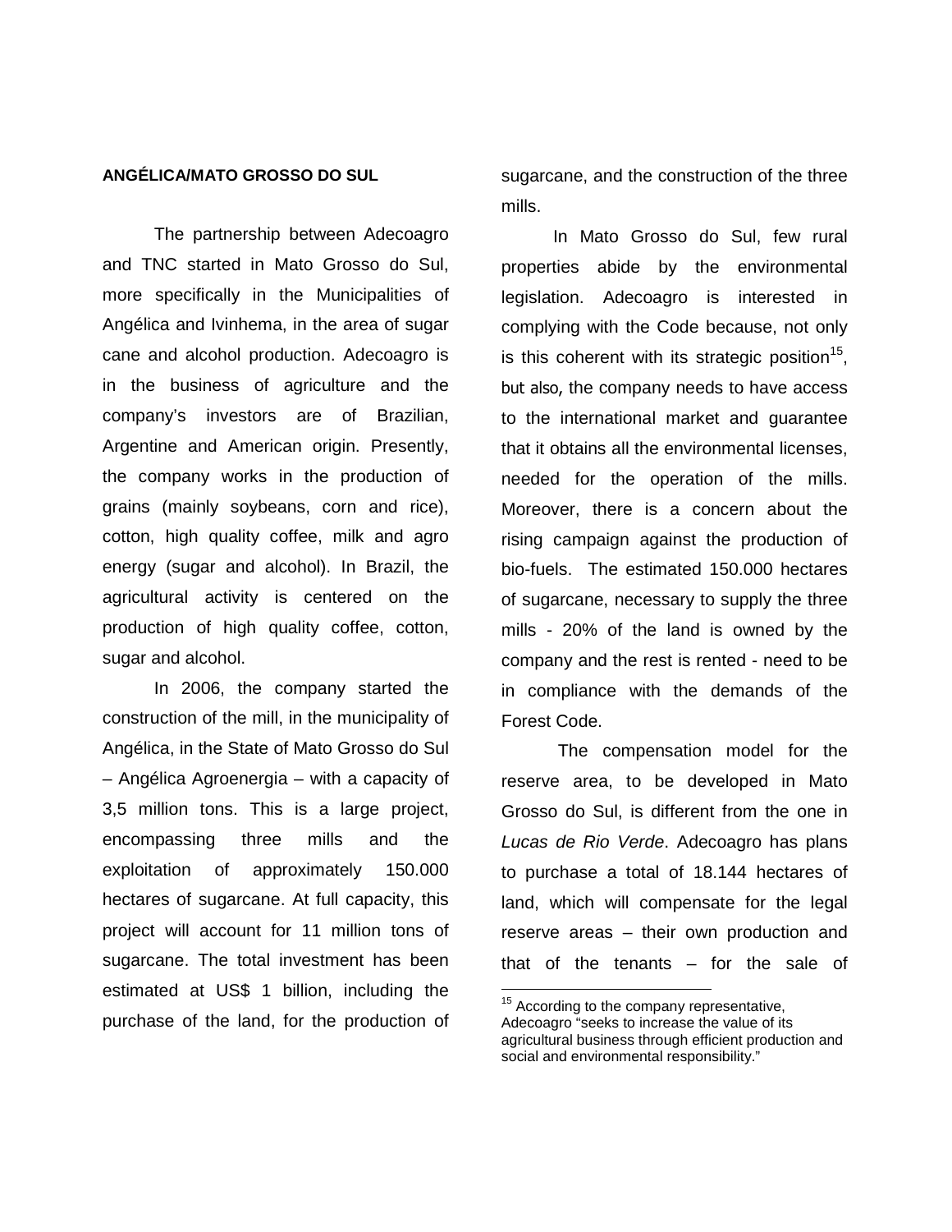**ANGÉLICA/MATO GROSSO DO SUL**

The partnership between Adecoagro and TNC started in Mato Grosso do Sul, more specifically in the Municipalities of Angélica and Ivinhema, in the area of sugar cane and alcohol production. Adecoagro is in the business of agriculture and the company's investors are of Brazilian, Argentine and American origin. Presently, the company works in the production of grains (mainly soybeans, corn and rice), cotton, high quality coffee, milk and agro energy (sugar and alcohol). In Brazil, the agricultural activity is centered on the production of high quality coffee, cotton, sugar and alcohol.

In 2006, the company started the construction of the mill, in the municipality of Angélica, in the State of Mato Grosso do Sul – Angélica Agroenergia – with a capacity of 3,5 million tons. This is a large project, encompassing three mills and the exploitation of approximately 150.000 hectares of sugarcane. At full capacity, this project will account for 11 million tons of sugarcane. The total investment has been estimated at US$ 1 billion, including the purchase of the land, for the production of sugarcane, and the construction of the three mills.

In Mato Grosso do Sul, few rural properties abide by the environmental legislation. Adecoagro is interested in complying with the Code because, not only is this coherent with its strategic position[15], but also, the company needs to have access to the international market and guarantee that it obtains all the environmental licenses, needed for the operation of the mills. Moreover, there is a concern about the rising campaign against the production of bio-fuels. The estimated 150.000 hectares of sugarcane, necessary to supply the three mills - 20% of the land is owned by the company and the rest is rented - need to be in compliance with the demands of the Forest Code.

The compensation model for the reserve area, to be developed in Mato Grosso do Sul, is different from the one in *Lucas de Rio Verde*. Adecoagro has plans to purchase a total of 18.144 hectares of land, which will compensate for the legal reserve areas – their own production and that of the tenants – for the sale of

---

[15] According to the company representative, Adecoagro "seeks to increase the value of its agricultural business through efficient production and social and environmental responsibility."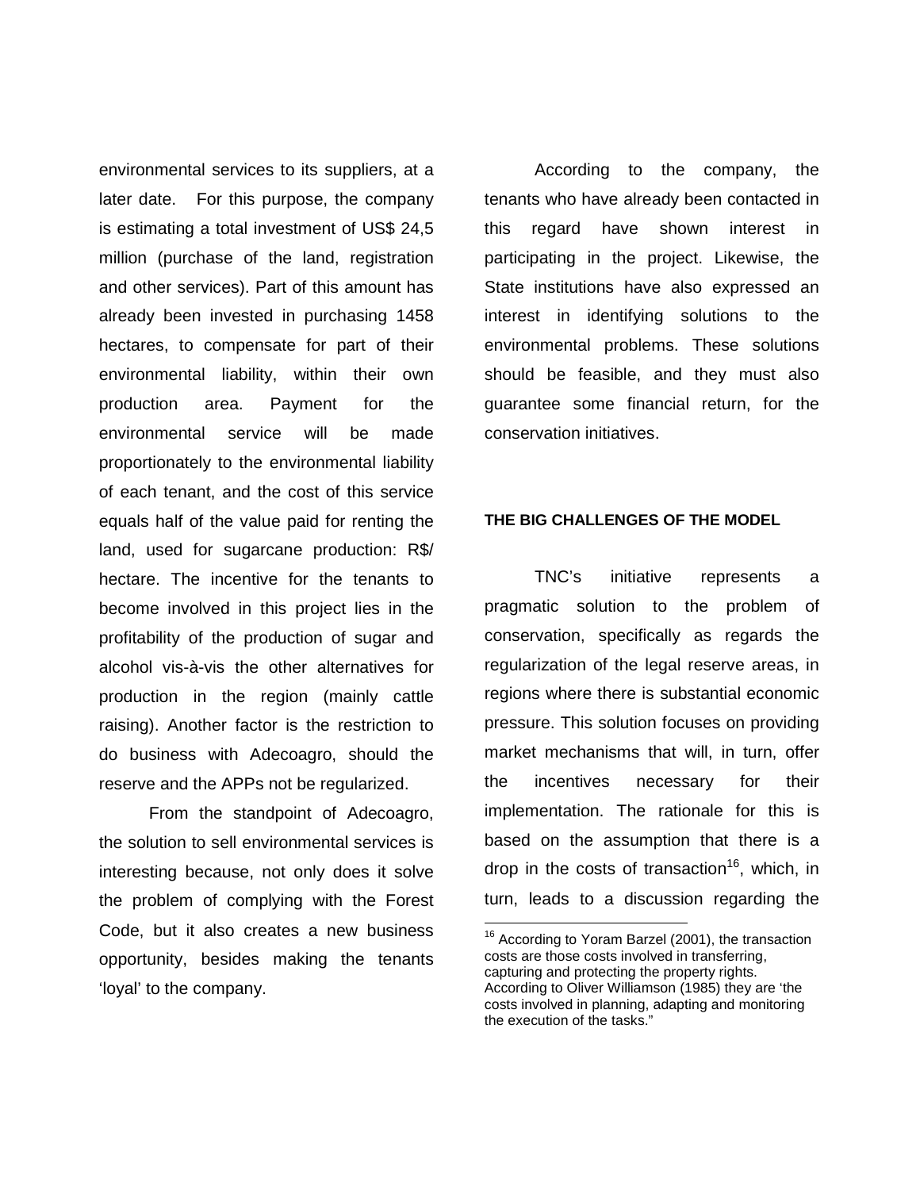environmental services to its suppliers, at a later date. For this purpose, the company is estimating a total investment of US$ 24,5 million (purchase of the land, registration and other services). Part of this amount has already been invested in purchasing 1458 hectares, to compensate for part of their environmental liability, within their own production area. Payment for the environmental service will be made proportionately to the environmental liability of each tenant, and the cost of this service equals half of the value paid for renting the land, used for sugarcane production: R$/ hectare. The incentive for the tenants to become involved in this project lies in the profitability of the production of sugar and alcohol vis-à-vis the other alternatives for production in the region (mainly cattle raising). Another factor is the restriction to do business with Adecoagro, should the reserve and the APPs not be regularized.

From the standpoint of Adecoagro, the solution to sell environmental services is interesting because, not only does it solve the problem of complying with the Forest Code, but it also creates a new business opportunity, besides making the tenants 'loyal' to the company.

According to the company, the tenants who have already been contacted in this regard have shown interest in participating in the project. Likewise, the State institutions have also expressed an interest in identifying solutions to the environmental problems. These solutions should be feasible, and they must also guarantee some financial return, for the conservation initiatives.

## THE BIG CHALLENGES OF THE MODEL

TNC's initiative represents a pragmatic solution to the problem of conservation, specifically as regards the regularization of the legal reserve areas, in regions where there is substantial economic pressure. This solution focuses on providing market mechanisms that will, in turn, offer the incentives necessary for their implementation. The rationale for this is based on the assumption that there is a drop in the costs of transaction[16], which, in turn, leads to a discussion regarding the

[16] According to Yoram Barzel (2001), the transaction costs are those costs involved in transferring, capturing and protecting the property rights. According to Oliver Williamson (1985) they are 'the costs involved in planning, adapting and monitoring the execution of the tasks."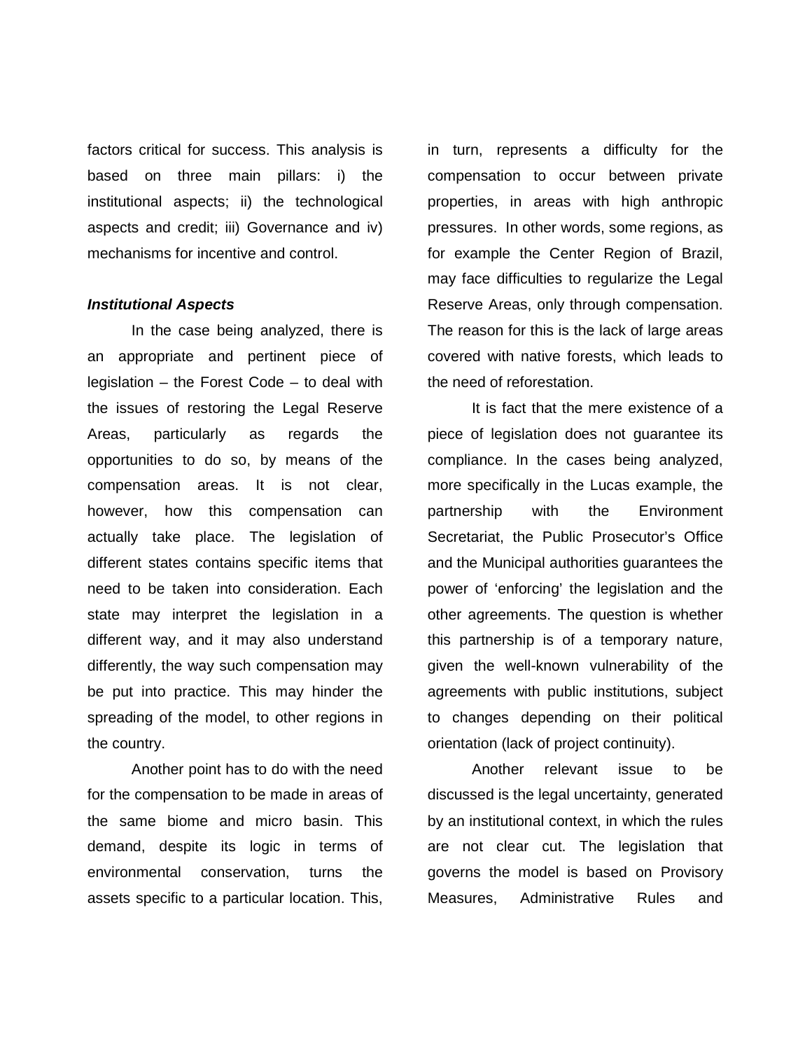factors critical for success. This analysis is based on three main pillars: i) the institutional aspects; ii) the technological aspects and credit; iii) Governance and iv) mechanisms for incentive and control.

***Institutional Aspects***

In the case being analyzed, there is an appropriate and pertinent piece of legislation – the Forest Code – to deal with the issues of restoring the Legal Reserve Areas, particularly as regards the opportunities to do so, by means of the compensation areas. It is not clear, however, how this compensation can actually take place. The legislation of different states contains specific items that need to be taken into consideration. Each state may interpret the legislation in a different way, and it may also understand differently, the way such compensation may be put into practice. This may hinder the spreading of the model, to other regions in the country.

Another point has to do with the need for the compensation to be made in areas of the same biome and micro basin. This demand, despite its logic in terms of environmental conservation, turns the assets specific to a particular location. This, in turn, represents a difficulty for the compensation to occur between private properties, in areas with high anthropic pressures. In other words, some regions, as for example the Center Region of Brazil, may face difficulties to regularize the Legal Reserve Areas, only through compensation. The reason for this is the lack of large areas covered with native forests, which leads to the need of reforestation.

It is fact that the mere existence of a piece of legislation does not guarantee its compliance. In the cases being analyzed, more specifically in the Lucas example, the partnership with the Environment Secretariat, the Public Prosecutor's Office and the Municipal authorities guarantees the power of 'enforcing' the legislation and the other agreements. The question is whether this partnership is of a temporary nature, given the well-known vulnerability of the agreements with public institutions, subject to changes depending on their political orientation (lack of project continuity).

Another relevant issue to be discussed is the legal uncertainty, generated by an institutional context, in which the rules are not clear cut. The legislation that governs the model is based on Provisory Measures, Administrative Rules and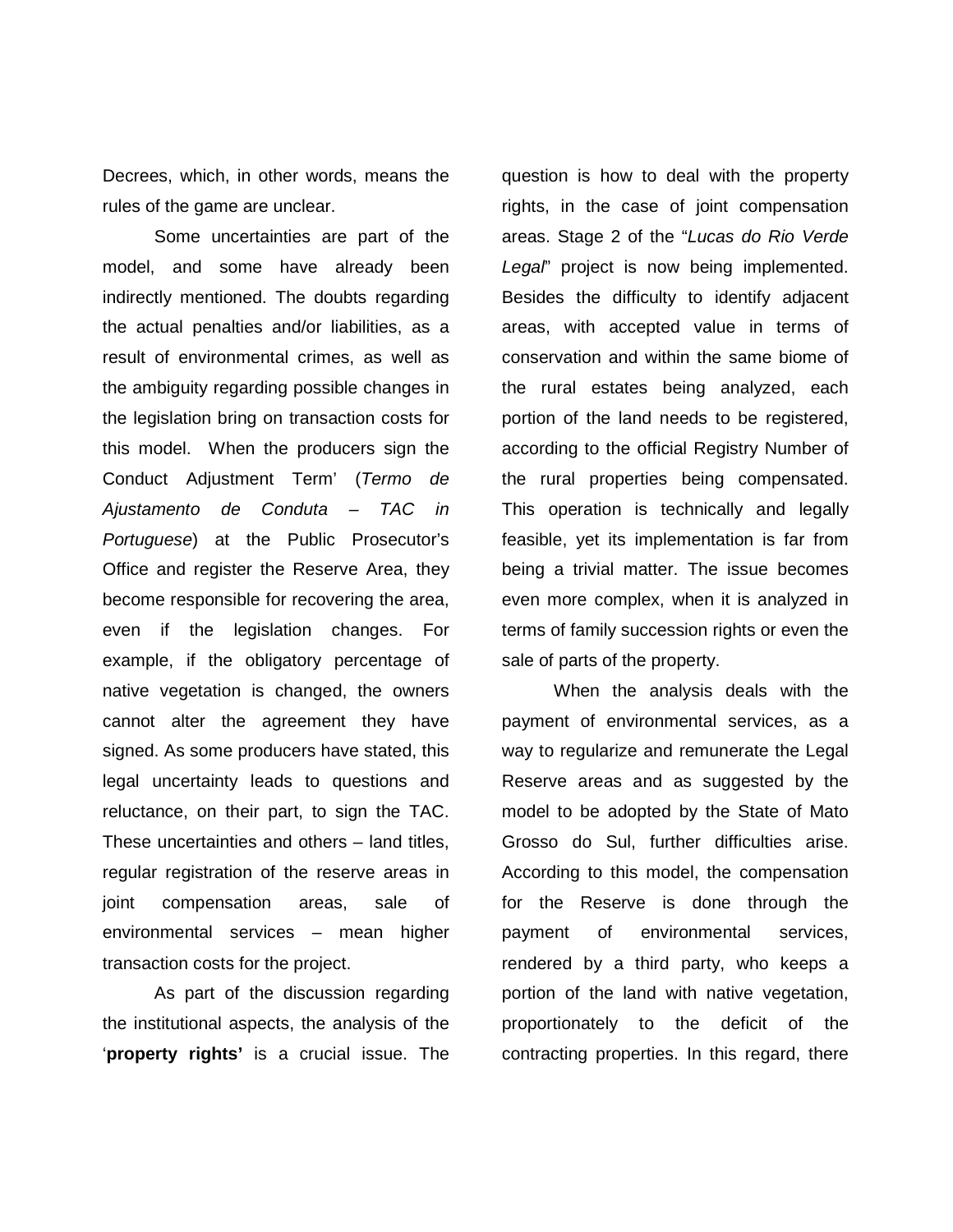Decrees, which, in other words, means the rules of the game are unclear.

Some uncertainties are part of the model, and some have already been indirectly mentioned. The doubts regarding the actual penalties and/or liabilities, as a result of environmental crimes, as well as the ambiguity regarding possible changes in the legislation bring on transaction costs for this model. When the producers sign the Conduct Adjustment Term' (*Termo de Ajustamento de Conduta – TAC in Portuguese*) at the Public Prosecutor's Office and register the Reserve Area, they become responsible for recovering the area, even if the legislation changes. For example, if the obligatory percentage of native vegetation is changed, the owners cannot alter the agreement they have signed. As some producers have stated, this legal uncertainty leads to questions and reluctance, on their part, to sign the TAC. These uncertainties and others – land titles, regular registration of the reserve areas in joint compensation areas, sale of environmental services – mean higher transaction costs for the project.

As part of the discussion regarding the institutional aspects, the analysis of the '**property rights'** is a crucial issue. The question is how to deal with the property rights, in the case of joint compensation areas. Stage 2 of the "*Lucas do Rio Verde Legal*" project is now being implemented. Besides the difficulty to identify adjacent areas, with accepted value in terms of conservation and within the same biome of the rural estates being analyzed, each portion of the land needs to be registered, according to the official Registry Number of the rural properties being compensated. This operation is technically and legally feasible, yet its implementation is far from being a trivial matter. The issue becomes even more complex, when it is analyzed in terms of family succession rights or even the sale of parts of the property.

When the analysis deals with the payment of environmental services, as a way to regularize and remunerate the Legal Reserve areas and as suggested by the model to be adopted by the State of Mato Grosso do Sul, further difficulties arise. According to this model, the compensation for the Reserve is done through the payment of environmental services, rendered by a third party, who keeps a portion of the land with native vegetation, proportionately to the deficit of the contracting properties. In this regard, there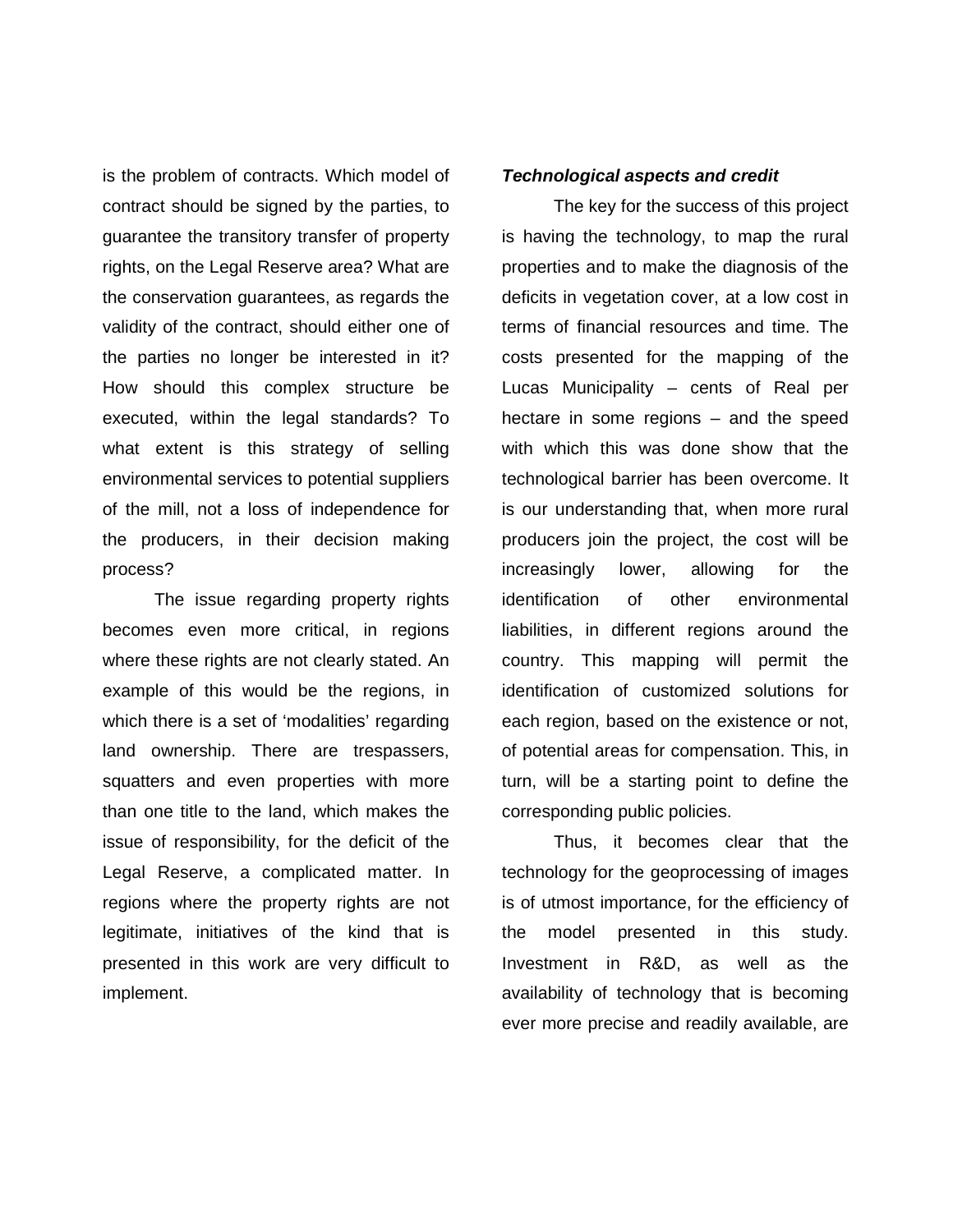is the problem of contracts. Which model of contract should be signed by the parties, to guarantee the transitory transfer of property rights, on the Legal Reserve area? What are the conservation guarantees, as regards the validity of the contract, should either one of the parties no longer be interested in it? How should this complex structure be executed, within the legal standards? To what extent is this strategy of selling environmental services to potential suppliers of the mill, not a loss of independence for the producers, in their decision making process?

The issue regarding property rights becomes even more critical, in regions where these rights are not clearly stated. An example of this would be the regions, in which there is a set of 'modalities' regarding land ownership. There are trespassers, squatters and even properties with more than one title to the land, which makes the issue of responsibility, for the deficit of the Legal Reserve, a complicated matter. In regions where the property rights are not legitimate, initiatives of the kind that is presented in this work are very difficult to implement.

***Technological aspects and credit***

The key for the success of this project is having the technology, to map the rural properties and to make the diagnosis of the deficits in vegetation cover, at a low cost in terms of financial resources and time. The costs presented for the mapping of the Lucas Municipality – cents of Real per hectare in some regions – and the speed with which this was done show that the technological barrier has been overcome. It is our understanding that, when more rural producers join the project, the cost will be increasingly lower, allowing for the identification of other environmental liabilities, in different regions around the country. This mapping will permit the identification of customized solutions for each region, based on the existence or not, of potential areas for compensation. This, in turn, will be a starting point to define the corresponding public policies.

Thus, it becomes clear that the technology for the geoprocessing of images is of utmost importance, for the efficiency of the model presented in this study. Investment in R&D, as well as the availability of technology that is becoming ever more precise and readily available, are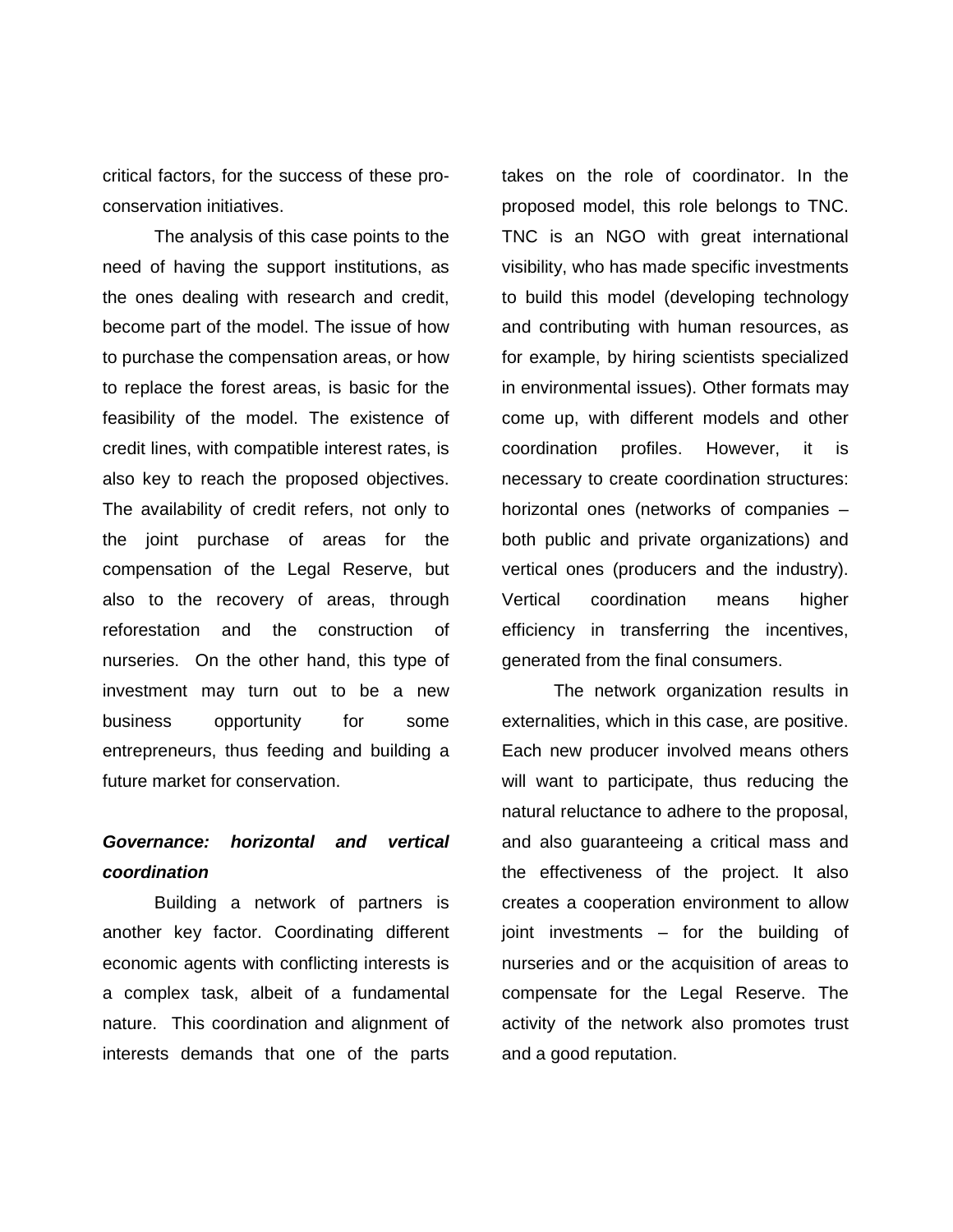critical factors, for the success of these pro-conservation initiatives.

The analysis of this case points to the need of having the support institutions, as the ones dealing with research and credit, become part of the model. The issue of how to purchase the compensation areas, or how to replace the forest areas, is basic for the feasibility of the model. The existence of credit lines, with compatible interest rates, is also key to reach the proposed objectives. The availability of credit refers, not only to the joint purchase of areas for the compensation of the Legal Reserve, but also to the recovery of areas, through reforestation and the construction of nurseries. On the other hand, this type of investment may turn out to be a new business opportunity for some entrepreneurs, thus feeding and building a future market for conservation.

### *Governance: horizontal and vertical coordination*

Building a network of partners is another key factor. Coordinating different economic agents with conflicting interests is a complex task, albeit of a fundamental nature. This coordination and alignment of interests demands that one of the parts takes on the role of coordinator. In the proposed model, this role belongs to TNC. TNC is an NGO with great international visibility, who has made specific investments to build this model (developing technology and contributing with human resources, as for example, by hiring scientists specialized in environmental issues). Other formats may come up, with different models and other coordination profiles. However, it is necessary to create coordination structures: horizontal ones (networks of companies – both public and private organizations) and vertical ones (producers and the industry). Vertical coordination means higher efficiency in transferring the incentives, generated from the final consumers.

The network organization results in externalities, which in this case, are positive. Each new producer involved means others will want to participate, thus reducing the natural reluctance to adhere to the proposal, and also guaranteeing a critical mass and the effectiveness of the project. It also creates a cooperation environment to allow joint investments – for the building of nurseries and or the acquisition of areas to compensate for the Legal Reserve. The activity of the network also promotes trust and a good reputation.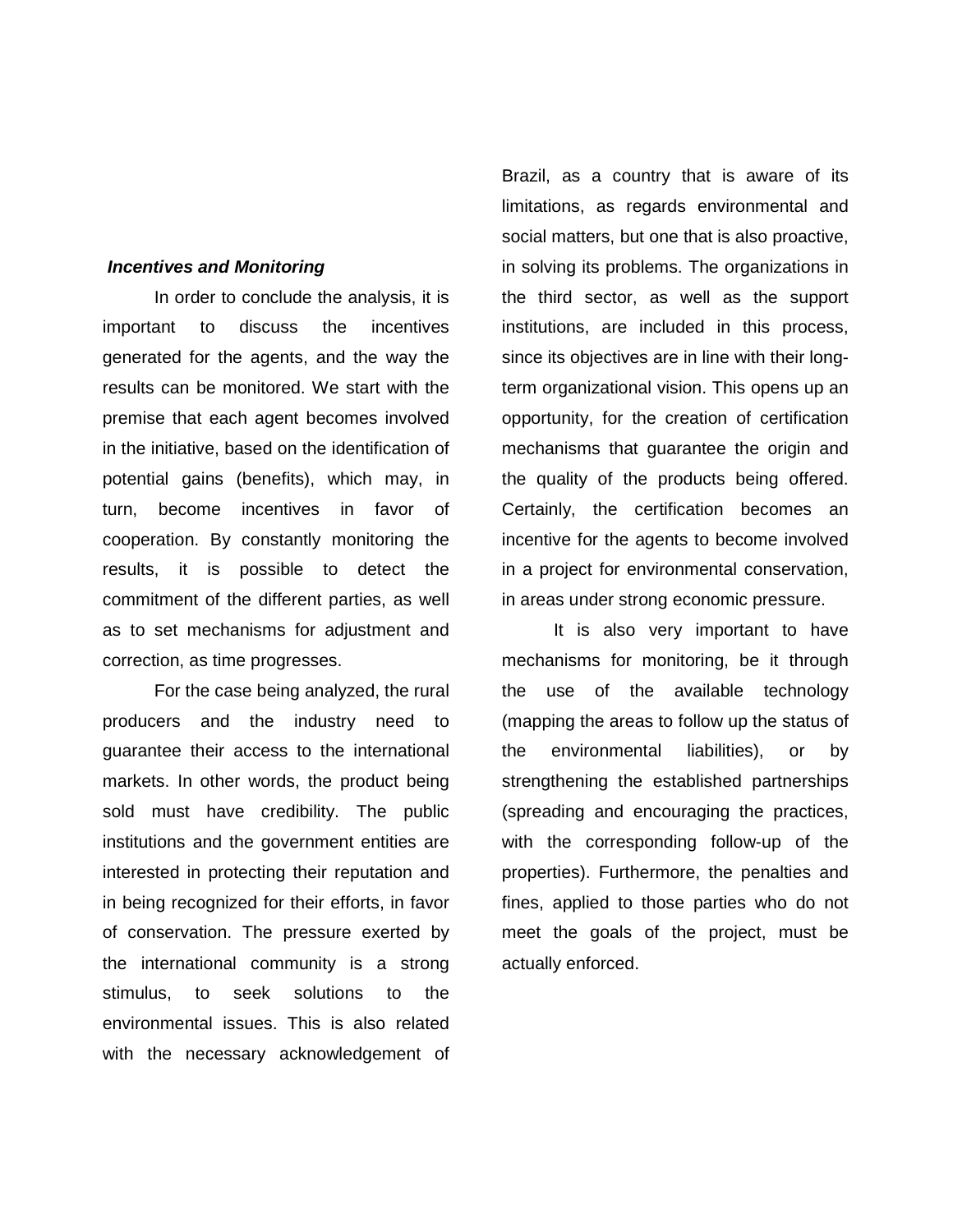***Incentives and Monitoring***

In order to conclude the analysis, it is important to discuss the incentives generated for the agents, and the way the results can be monitored. We start with the premise that each agent becomes involved in the initiative, based on the identification of potential gains (benefits), which may, in turn, become incentives in favor of cooperation. By constantly monitoring the results, it is possible to detect the commitment of the different parties, as well as to set mechanisms for adjustment and correction, as time progresses.

For the case being analyzed, the rural producers and the industry need to guarantee their access to the international markets. In other words, the product being sold must have credibility. The public institutions and the government entities are interested in protecting their reputation and in being recognized for their efforts, in favor of conservation. The pressure exerted by the international community is a strong stimulus, to seek solutions to the environmental issues. This is also related with the necessary acknowledgement of Brazil, as a country that is aware of its limitations, as regards environmental and social matters, but one that is also proactive, in solving its problems. The organizations in the third sector, as well as the support institutions, are included in this process, since its objectives are in line with their long-term organizational vision. This opens up an opportunity, for the creation of certification mechanisms that guarantee the origin and the quality of the products being offered. Certainly, the certification becomes an incentive for the agents to become involved in a project for environmental conservation, in areas under strong economic pressure.

It is also very important to have mechanisms for monitoring, be it through the use of the available technology (mapping the areas to follow up the status of the environmental liabilities), or by strengthening the established partnerships (spreading and encouraging the practices, with the corresponding follow-up of the properties). Furthermore, the penalties and fines, applied to those parties who do not meet the goals of the project, must be actually enforced.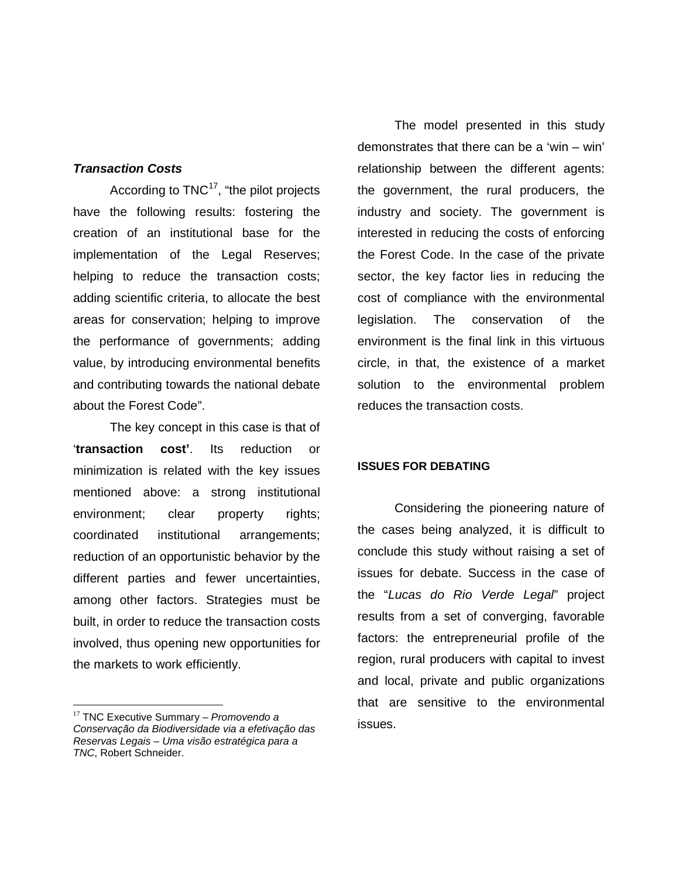### ***Transaction Costs***

According to TNC[17], "the pilot projects have the following results: fostering the creation of an institutional base for the implementation of the Legal Reserves; helping to reduce the transaction costs; adding scientific criteria, to allocate the best areas for conservation; helping to improve the performance of governments; adding value, by introducing environmental benefits and contributing towards the national debate about the Forest Code".

The key concept in this case is that of '**transaction cost'**. Its reduction or minimization is related with the key issues mentioned above: a strong institutional environment; clear property rights; coordinated institutional arrangements; reduction of an opportunistic behavior by the different parties and fewer uncertainties, among other factors. Strategies must be built, in order to reduce the transaction costs involved, thus opening new opportunities for the markets to work efficiently.

The model presented in this study demonstrates that there can be a 'win – win' relationship between the different agents: the government, the rural producers, the industry and society. The government is interested in reducing the costs of enforcing the Forest Code. In the case of the private sector, the key factor lies in reducing the cost of compliance with the environmental legislation. The conservation of the environment is the final link in this virtuous circle, in that, the existence of a market solution to the environmental problem reduces the transaction costs.

## ISSUES FOR DEBATING

Considering the pioneering nature of the cases being analyzed, it is difficult to conclude this study without raising a set of issues for debate. Success in the case of the "*Lucas do Rio Verde Legal*" project results from a set of converging, favorable factors: the entrepreneurial profile of the region, rural producers with capital to invest and local, private and public organizations that are sensitive to the environmental issues.

---

[17] TNC Executive Summary – *Promovendo a Conservação da Biodiversidade via a efetivação das Reservas Legais – Uma visão estratégica para a TNC*, Robert Schneider.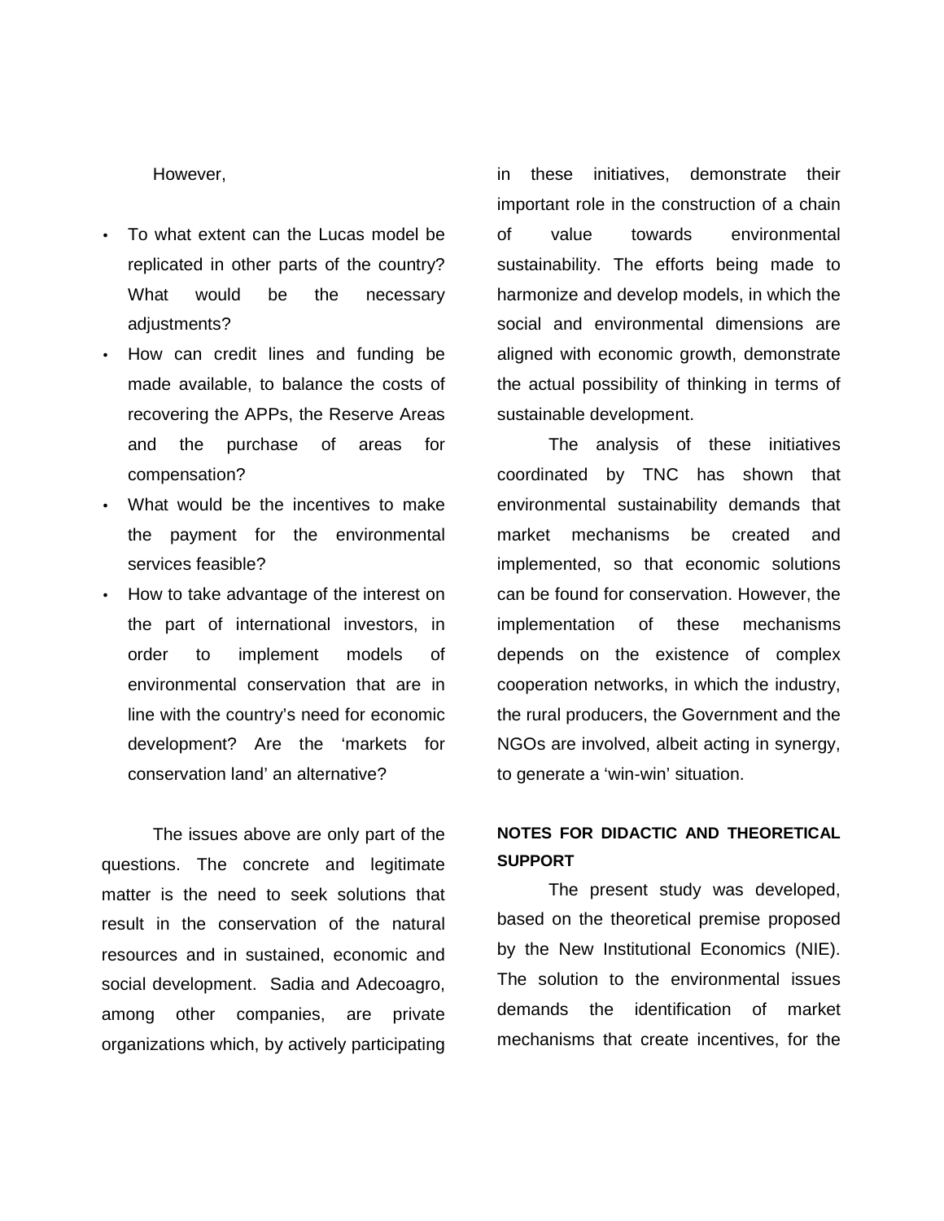However,

- To what extent can the Lucas model be replicated in other parts of the country? What would be the necessary adjustments?
- How can credit lines and funding be made available, to balance the costs of recovering the APPs, the Reserve Areas and the purchase of areas for compensation?
- What would be the incentives to make the payment for the environmental services feasible?
- How to take advantage of the interest on the part of international investors, in order to implement models of environmental conservation that are in line with the country's need for economic development? Are the 'markets for conservation land' an alternative?

The issues above are only part of the questions. The concrete and legitimate matter is the need to seek solutions that result in the conservation of the natural resources and in sustained, economic and social development. Sadia and Adecoagro, among other companies, are private organizations which, by actively participating in these initiatives, demonstrate their important role in the construction of a chain of value towards environmental sustainability. The efforts being made to harmonize and develop models, in which the social and environmental dimensions are aligned with economic growth, demonstrate the actual possibility of thinking in terms of sustainable development.

The analysis of these initiatives coordinated by TNC has shown that environmental sustainability demands that market mechanisms be created and implemented, so that economic solutions can be found for conservation. However, the implementation of these mechanisms depends on the existence of complex cooperation networks, in which the industry, the rural producers, the Government and the NGOs are involved, albeit acting in synergy, to generate a 'win-win' situation.

**NOTES FOR DIDACTIC AND THEORETICAL SUPPORT**

The present study was developed, based on the theoretical premise proposed by the New Institutional Economics (NIE). The solution to the environmental issues demands the identification of market mechanisms that create incentives, for the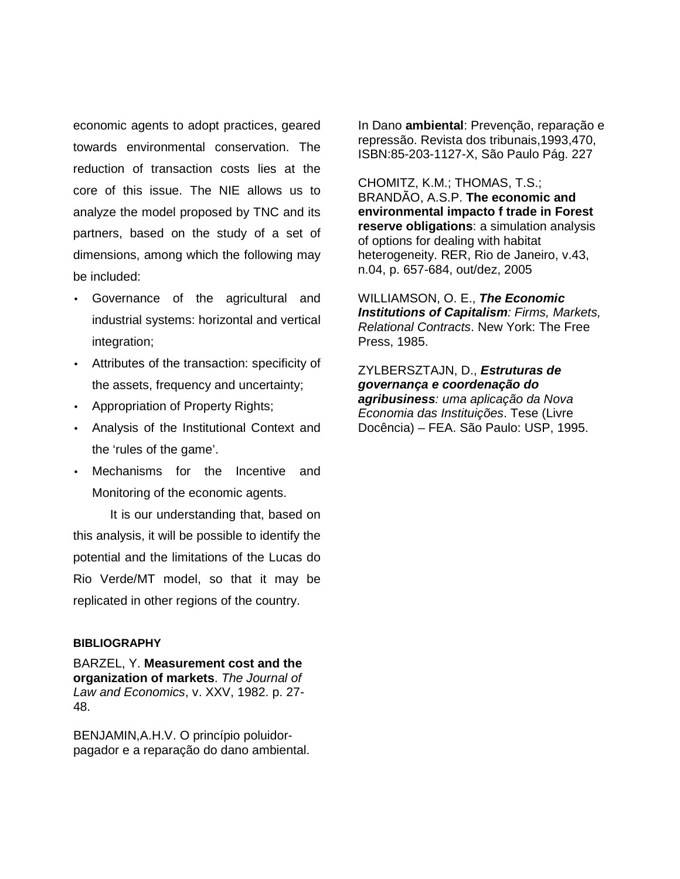economic agents to adopt practices, geared towards environmental conservation. The reduction of transaction costs lies at the core of this issue. The NIE allows us to analyze the model proposed by TNC and its partners, based on the study of a set of dimensions, among which the following may be included:

- Governance of the agricultural and industrial systems: horizontal and vertical integration;
- Attributes of the transaction: specificity of the assets, frequency and uncertainty;
- Appropriation of Property Rights;
- Analysis of the Institutional Context and the 'rules of the game'.
- Mechanisms for the Incentive and Monitoring of the economic agents.

It is our understanding that, based on this analysis, it will be possible to identify the potential and the limitations of the Lucas do Rio Verde/MT model, so that it may be replicated in other regions of the country.

**BIBLIOGRAPHY**

BARZEL, Y. **Measurement cost and the organization of markets**. *The Journal of Law and Economics*, v. XXV, 1982. p. 27-48.

BENJAMIN,A.H.V. O princípio poluidor-pagador e a reparação do dano ambiental. In Dano **ambiental**: Prevenção, reparação e repressão. Revista dos tribunais,1993,470, ISBN:85-203-1127-X, São Paulo Pág. 227

CHOMITZ, K.M.; THOMAS, T.S.; BRANDÃO, A.S.P. **The economic and environmental impacto f trade in Forest reserve obligations**: a simulation analysis of options for dealing with habitat heterogeneity. RER, Rio de Janeiro, v.43, n.04, p. 657-684, out/dez, 2005

WILLIAMSON, O. E., ***The Economic Institutions of Capitalism****: Firms, Markets, Relational Contracts*. New York: The Free Press, 1985.

ZYLBERSZTAJN, D., ***Estruturas de governança e coordenação do agribusiness****: uma aplicação da Nova Economia das Instituições*. Tese (Livre Docência) – FEA. São Paulo: USP, 1995.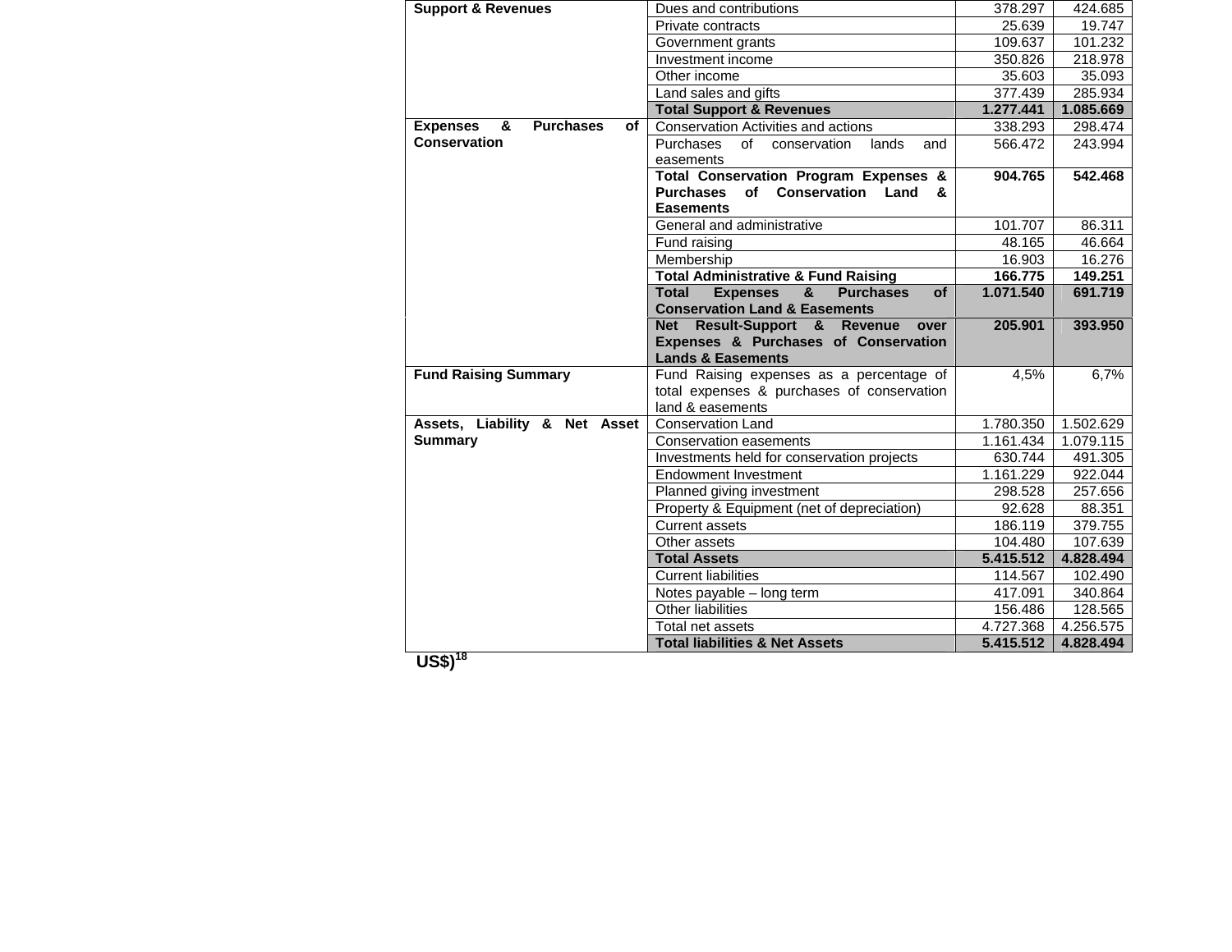| | | | |
|---|---|---|---|
| **Support & Revenues** | Dues and contributions | 378.297 | 424.685 |
| | Private contracts | 25.639 | 19.747 |
| | Government grants | 109.637 | 101.232 |
| | Investment income | 350.826 | 218.978 |
| | Other income | 35.603 | 35.093 |
| | Land sales and gifts | 377.439 | 285.934 |
| | **Total Support & Revenues** | **1.277.441** | **1.085.669** |
| **Expenses & Purchases of Conservation** | Conservation Activities and actions | 338.293 | 298.474 |
| | Purchases of conservation lands and easements | 566.472 | 243.994 |
| | **Total Conservation Program Expenses & Purchases of Conservation Land & Easements** | **904.765** | **542.468** |
| | General and administrative | 101.707 | 86.311 |
| | Fund raising | 48.165 | 46.664 |
| | Membership | 16.903 | 16.276 |
| | **Total Administrative & Fund Raising** | **166.775** | **149.251** |
| | **Total Expenses & Purchases of Conservation Land & Easements** | **1.071.540** | **691.719** |
| | **Net Result-Support & Revenue over Expenses & Purchases of Conservation Lands & Easements** | **205.901** | **393.950** |
| **Fund Raising Summary** | Fund Raising expenses as a percentage of total expenses & purchases of conservation land & easements | 4,5% | 6,7% |
| **Assets, Liability & Net Asset Summary** | Conservation Land | 1.780.350 | 1.502.629 |
| | Conservation easements | 1.161.434 | 1.079.115 |
| | Investments held for conservation projects | 630.744 | 491.305 |
| | Endowment Investment | 1.161.229 | 922.044 |
| | Planned giving investment | 298.528 | 257.656 |
| | Property & Equipment (net of depreciation) | 92.628 | 88.351 |
| | Current assets | 186.119 | 379.755 |
| | Other assets | 104.480 | 107.639 |
| | **Total Assets** | **5.415.512** | **4.828.494** |
| | Current liabilities | 114.567 | 102.490 |
| | Notes payable – long term | 417.091 | 340.864 |
| | Other liabilities | 156.486 | 128.565 |
| | Total net assets | 4.727.368 | 4.256.575 |
| | **Total liabilities & Net Assets** | **5.415.512** | **4.828.494** |

**US$)**[18]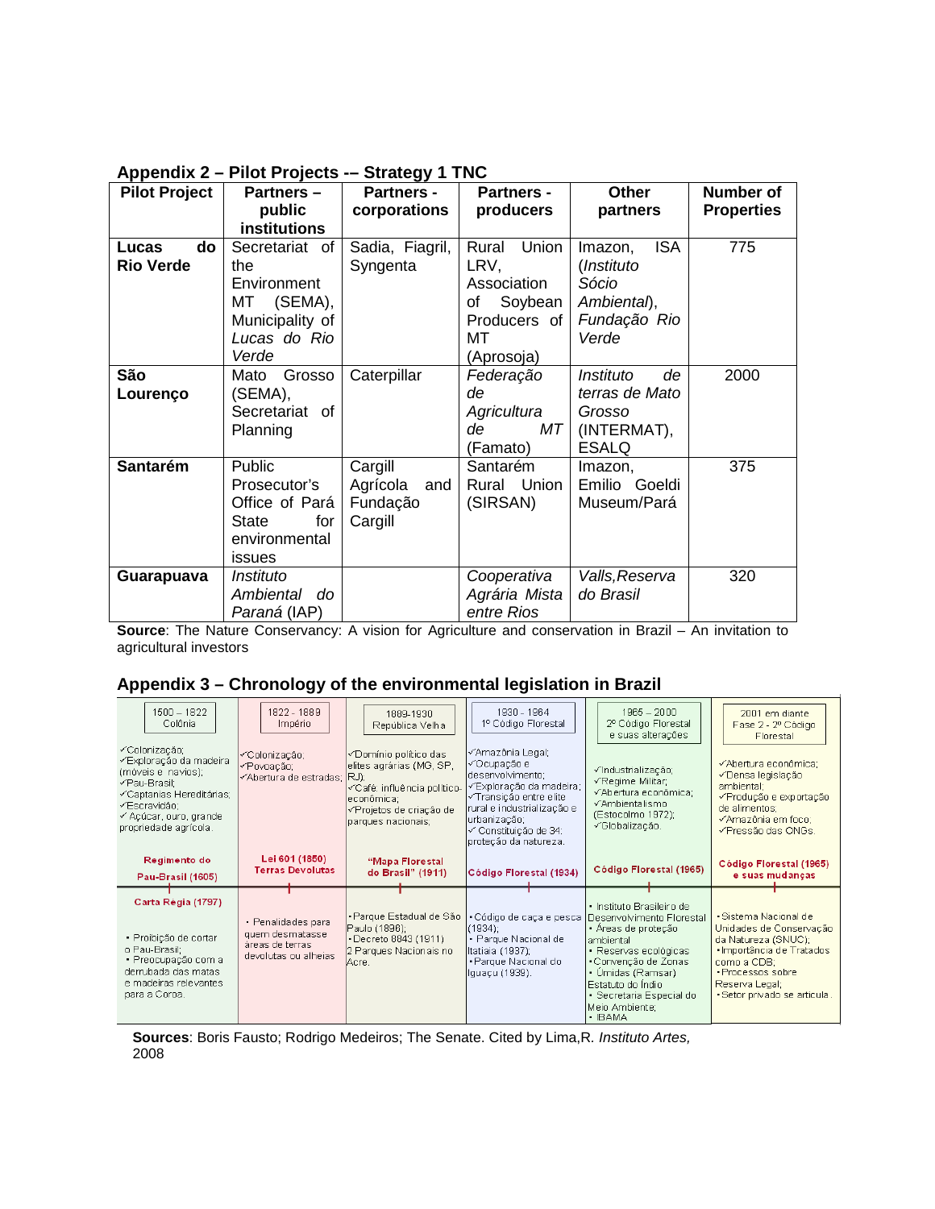## Appendix 2 – Pilot Projects -– Strategy 1 TNC

| Pilot Project | Partners – public institutions | Partners - corporations | Partners - producers | Other partners | Number of Properties |
|---|---|---|---|---|---|
| **Lucas do Rio Verde** | Secretariat of the Environment MT (SEMA), Municipality of *Lucas do Rio Verde* | Sadia, Fiagril, Syngenta | Rural Union LRV, Association of Soybean Producers of MT (Aprosoja) | Imazon, ISA (*Instituto Sócio Ambiental*), *Fundação Rio Verde* | 775 |
| **São Lourenço** | Mato Grosso (SEMA), Secretariat of Planning | Caterpillar | *Federação de Agricultura de MT* (Famato) | *Instituto de terras de Mato Grosso* (INTERMAT), ESALQ | 2000 |
| **Santarém** | Public Prosecutor's Office of Pará State for environmental issues | Cargill Agrícola and Fundação Cargill | Santarém Rural Union (SIRSAN) | Imazon, Emilio Goeldi Museum/Pará | 375 |
| **Guarapuava** | *Instituto Ambiental do Paraná* (IAP) | | *Cooperativa Agrária Mista entre Rios* | *Valls,Reserva do Brasil* | 320 |

**Source**: The Nature Conservancy: A vision for Agriculture and conservation in Brazil – An invitation to agricultural investors

## Appendix 3 – Chronology of the environmental legislation in Brazil

| 1500 – 1822 Colônia | 1822 – 1889 Império | 1889-1930 Republica Velha | 1930 - 1964 1º Código Florestal | 1965 – 2000 2º Código Florestal e suas alterações | 2001 em diante Fase 2 - 2º Código Florestal |
|---|---|---|---|---|---|
| ✓Colonização; ✓Exploração da madeira (móveis e navios); ✓Pau-Brasil; ✓Captanias Hereditárias; ✓Escravidão; ✓ Açúcar, ouro, grande propriedade agrícola. | ✓Colonização; ✓Povoação; ✓Abertura de estradas; | ✓Domínio político das elites agrárias (MG, SP, RJ); ✓Café: influência político-econômica; ✓Projetos de criação de parques nacionais; | ✓Amazônia Legal; ✓Ocupação e desenvolvimento; ✓Exploração da madeira; ✓Transição entre elite rural e industrialização e urbanização; ✓ Constituição de 34: proteção da natureza. | ✓Industrialização; ✓Regime Militar; ✓Abertura econômica; ✓Ambientalismo (Estocolmo 1972); ✓Globalização. | ✓Abertura econômica; ✓Densa legislação ambiental; ✓Produção e exportação de alimentos; ✓Amazônia em foco; ✓Pressão das ONGs. |
| **Regimento do Pau-Brasil (1605)** | **Lei 601 (1850) Terras Devolutas** | **"Mapa Florestal do Brasil" (1911)** | **Código Florestal (1934)** | **Código Florestal (1965)** | **Código Florestal (1965) e suas mudanças** |
| **Carta Régia (1797)** • Proibição de cortar o Pau-Brasil; • Preocupação com a derrubada das matas e madeiras relevantes para a Coroa. | • Penalidades para quem desmatasse areas de terras devolutas ou alheias | • Parque Estadual de São Paulo (1896); • Decreto 8843 (1911) 2 Parques Nacionais no Acre. | • Código de caça e pesca (1934); • Parque Nacional de Itatiaia (1937); • Parque Nacional do Iguaçu (1939). | • Instituto Brasileiro de Desenvolvimento Florestal • Áreas de proteção ambiental • Reservas ecológicas • Convenção de Zonas • Úmidas (Ramsar) Estatuto do Índio • Secretaria Especial do Meio Ambiente; • IBAMA | • Sistema Nacional de Unidades de Conservação da Natureza (SNUC); • Importância de Tratados como a CDB; • Processos sobre Reserva Legal; • Setor privado se articula. |

**Sources**: Boris Fausto; Rodrigo Medeiros; The Senate. Cited by Lima,R. *Instituto Artes,* 2008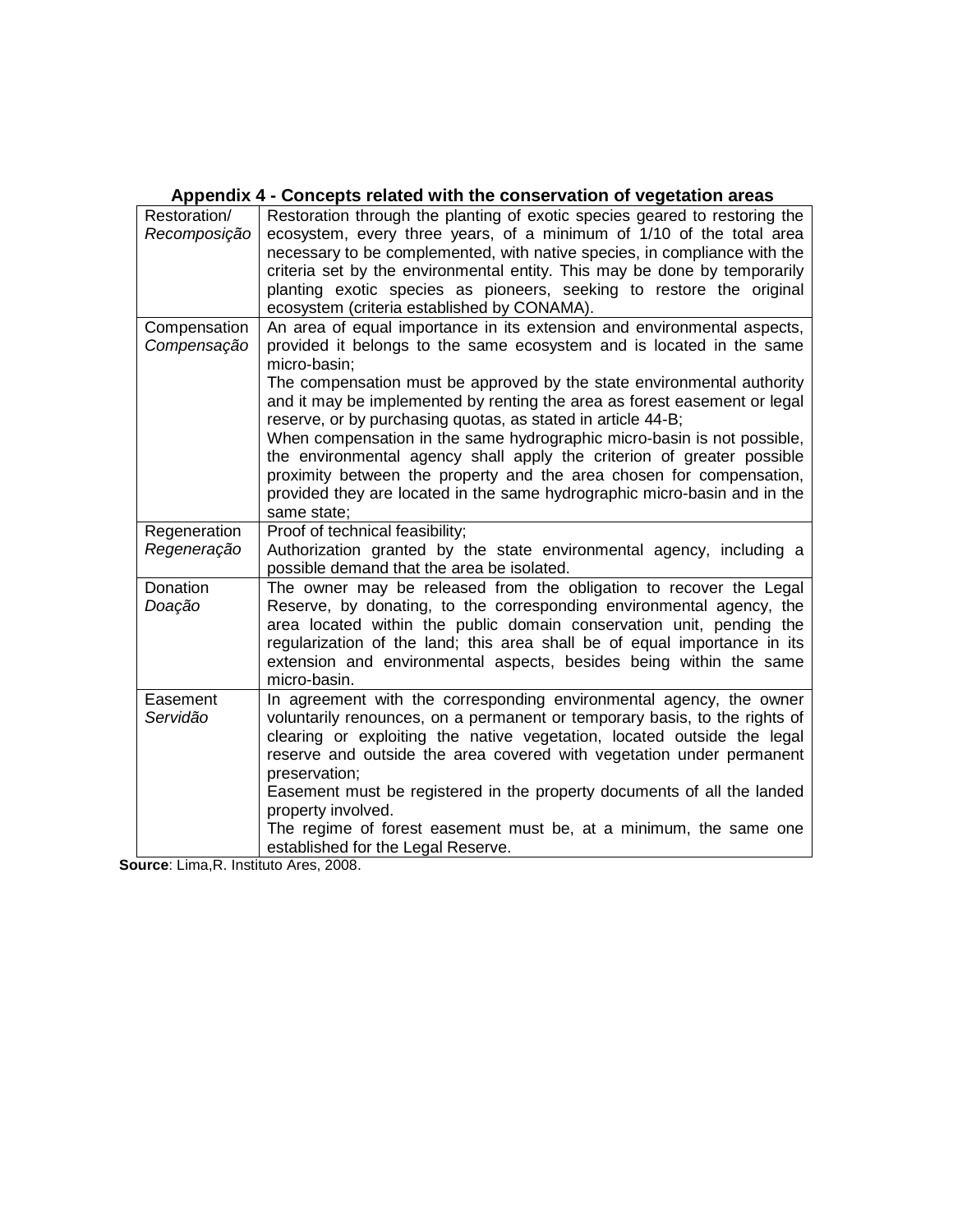**Appendix 4 - Concepts related with the conservation of vegetation areas**

| | |
|---|---|
| Restoration/ *Recomposição* | Restoration through the planting of exotic species geared to restoring the ecosystem, every three years, of a minimum of 1/10 of the total area necessary to be complemented, with native species, in compliance with the criteria set by the environmental entity. This may be done by temporarily planting exotic species as pioneers, seeking to restore the original ecosystem (criteria established by CONAMA). |
| Compensation *Compensação* | An area of equal importance in its extension and environmental aspects, provided it belongs to the same ecosystem and is located in the same micro-basin;<br>The compensation must be approved by the state environmental authority and it may be implemented by renting the area as forest easement or legal reserve, or by purchasing quotas, as stated in article 44-B;<br>When compensation in the same hydrographic micro-basin is not possible, the environmental agency shall apply the criterion of greater possible proximity between the property and the area chosen for compensation, provided they are located in the same hydrographic micro-basin and in the same state; |
| Regeneration *Regeneração* | Proof of technical feasibility;<br>Authorization granted by the state environmental agency, including a possible demand that the area be isolated. |
| Donation *Doação* | The owner may be released from the obligation to recover the Legal Reserve, by donating, to the corresponding environmental agency, the area located within the public domain conservation unit, pending the regularization of the land; this area shall be of equal importance in its extension and environmental aspects, besides being within the same micro-basin. |
| Easement *Servidão* | In agreement with the corresponding environmental agency, the owner voluntarily renounces, on a permanent or temporary basis, to the rights of clearing or exploiting the native vegetation, located outside the legal reserve and outside the area covered with vegetation under permanent preservation;<br>Easement must be registered in the property documents of all the landed property involved.<br>The regime of forest easement must be, at a minimum, the same one established for the Legal Reserve. |

**Source**: Lima,R. Instituto Ares, 2008.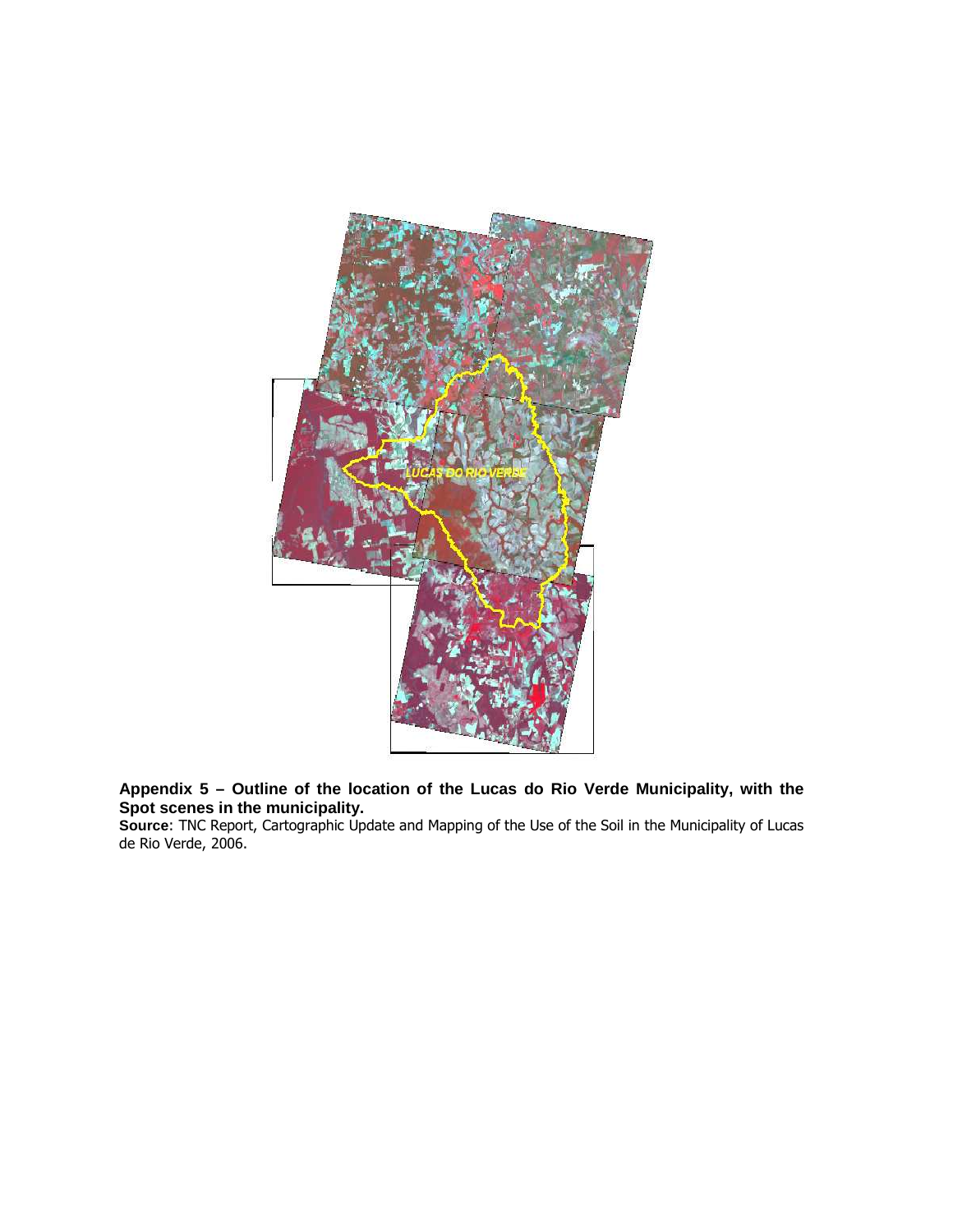**Appendix 5 – Outline of the location of the Lucas do Rio Verde Municipality, with the Spot scenes in the municipality.**

**Source**: TNC Report, Cartographic Update and Mapping of the Use of the Soil in the Municipality of Lucas de Rio Verde, 2006.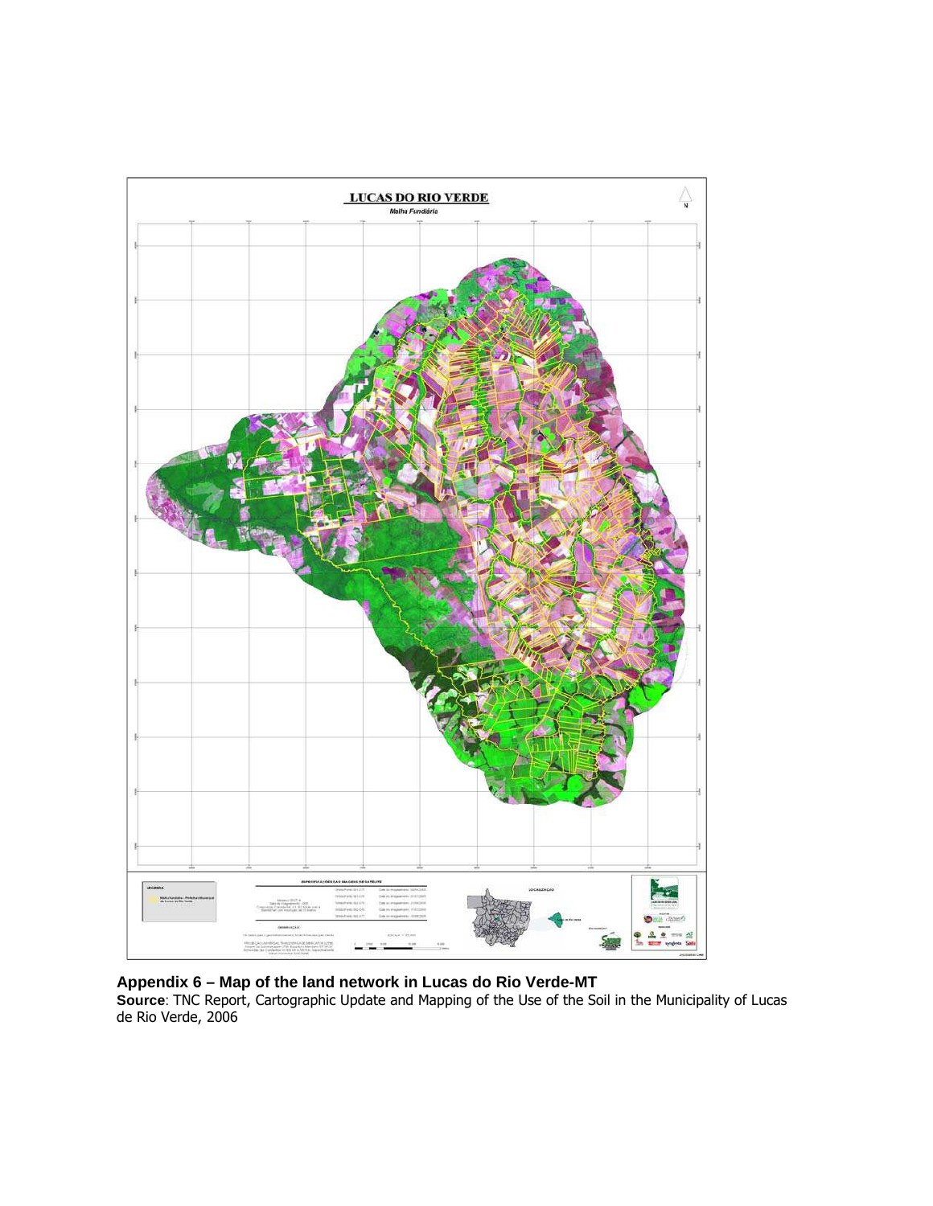LUCAS DO RIO VERDE

*Malha Fundiária*

**Appendix 6 – Map of the land network in Lucas do Rio Verde-MT**

**Source**: TNC Report, Cartographic Update and Mapping of the Use of the Soil in the Municipality of Lucas de Rio Verde, 2006